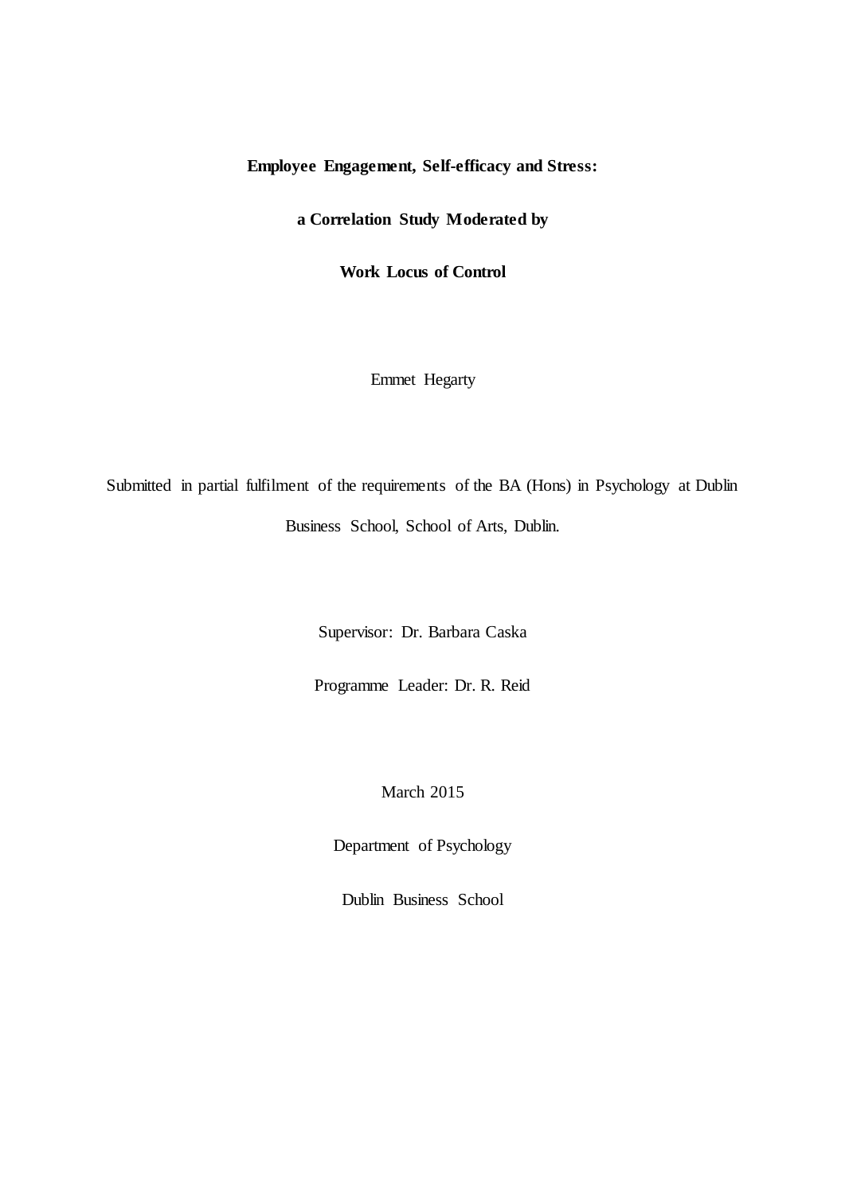# Employee Engagement, Self-efficacy and Stress: a Correlation Study Moderated by Work Locus of Control

Emmet Hegarty

Submitted in partial fulfilment of the requirements of the BA (Hons) in Psychology at Dublin Business School, School of Arts, Dublin.

Supervisor: Dr. Barbara Caska

Programme Leader: Dr. R. Reid

March 2015

Department of Psychology

Dublin Business School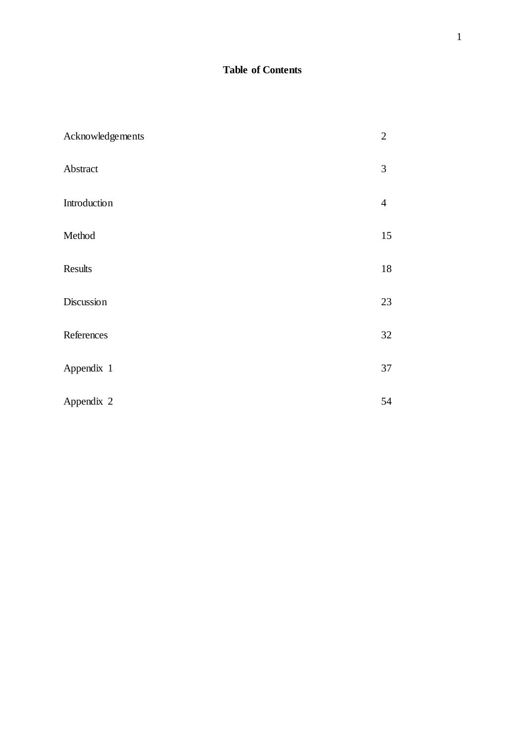**Table of Contents**

| | |
|---|---|
| Acknowledgements | 2 |
| Abstract | 3 |
| Introduction | 4 |
| Method | 15 |
| Results | 18 |
| Discussion | 23 |
| References | 32 |
| Appendix 1 | 37 |
| Appendix 2 | 54 |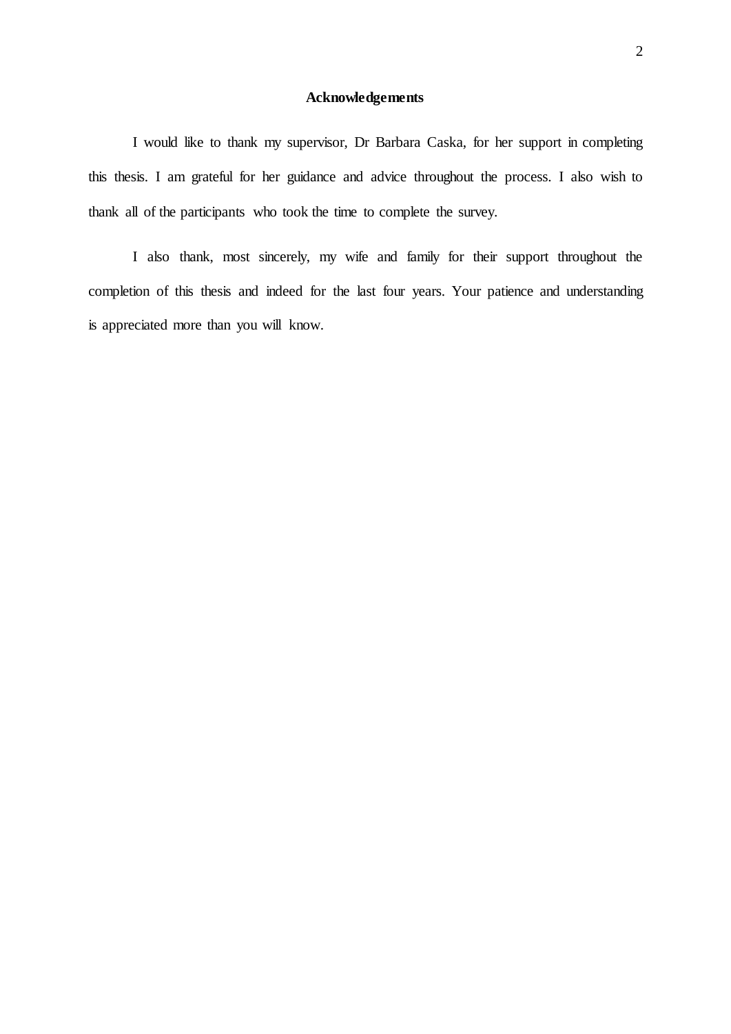# Acknowledgements

I would like to thank my supervisor, Dr Barbara Caska, for her support in completing this thesis. I am grateful for her guidance and advice throughout the process. I also wish to thank all of the participants who took the time to complete the survey.

I also thank, most sincerely, my wife and family for their support throughout the completion of this thesis and indeed for the last four years. Your patience and understanding is appreciated more than you will know.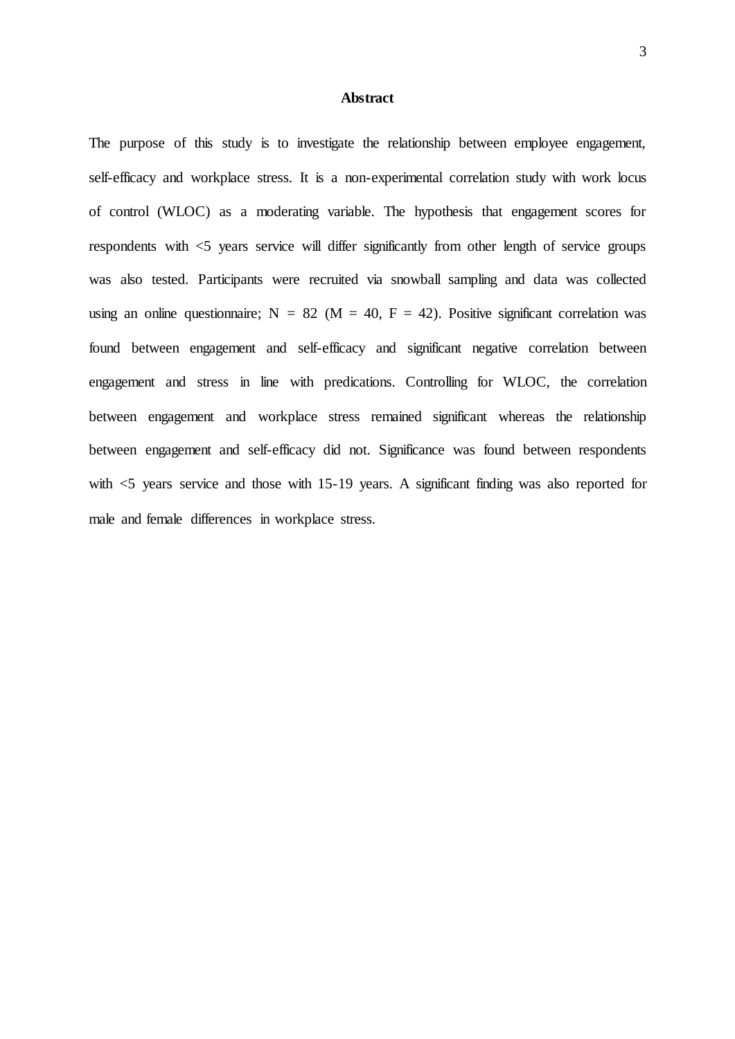# Abstract

The purpose of this study is to investigate the relationship between employee engagement, self-efficacy and workplace stress. It is a non-experimental correlation study with work locus of control (WLOC) as a moderating variable. The hypothesis that engagement scores for respondents with <5 years service will differ significantly from other length of service groups was also tested. Participants were recruited via snowball sampling and data was collected using an online questionnaire; N = 82 (M = 40, F = 42). Positive significant correlation was found between engagement and self-efficacy and significant negative correlation between engagement and stress in line with predications. Controlling for WLOC, the correlation between engagement and workplace stress remained significant whereas the relationship between engagement and self-efficacy did not. Significance was found between respondents with <5 years service and those with 15-19 years. A significant finding was also reported for male and female differences in workplace stress.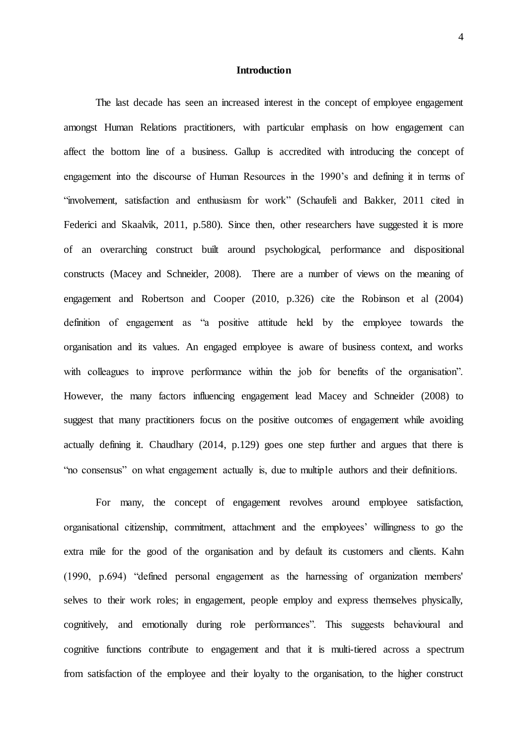# Introduction

The last decade has seen an increased interest in the concept of employee engagement amongst Human Relations practitioners, with particular emphasis on how engagement can affect the bottom line of a business. Gallup is accredited with introducing the concept of engagement into the discourse of Human Resources in the 1990's and defining it in terms of "involvement, satisfaction and enthusiasm for work" (Schaufeli and Bakker, 2011 cited in Federici and Skaalvik, 2011, p.580). Since then, other researchers have suggested it is more of an overarching construct built around psychological, performance and dispositional constructs (Macey and Schneider, 2008). There are a number of views on the meaning of engagement and Robertson and Cooper (2010, p.326) cite the Robinson et al (2004) definition of engagement as "a positive attitude held by the employee towards the organisation and its values. An engaged employee is aware of business context, and works with colleagues to improve performance within the job for benefits of the organisation". However, the many factors influencing engagement lead Macey and Schneider (2008) to suggest that many practitioners focus on the positive outcomes of engagement while avoiding actually defining it. Chaudhary (2014, p.129) goes one step further and argues that there is "no consensus" on what engagement actually is, due to multiple authors and their definitions.

For many, the concept of engagement revolves around employee satisfaction, organisational citizenship, commitment, attachment and the employees' willingness to go the extra mile for the good of the organisation and by default its customers and clients. Kahn (1990, p.694) "defined personal engagement as the harnessing of organization members' selves to their work roles; in engagement, people employ and express themselves physically, cognitively, and emotionally during role performances". This suggests behavioural and cognitive functions contribute to engagement and that it is multi-tiered across a spectrum from satisfaction of the employee and their loyalty to the organisation, to the higher construct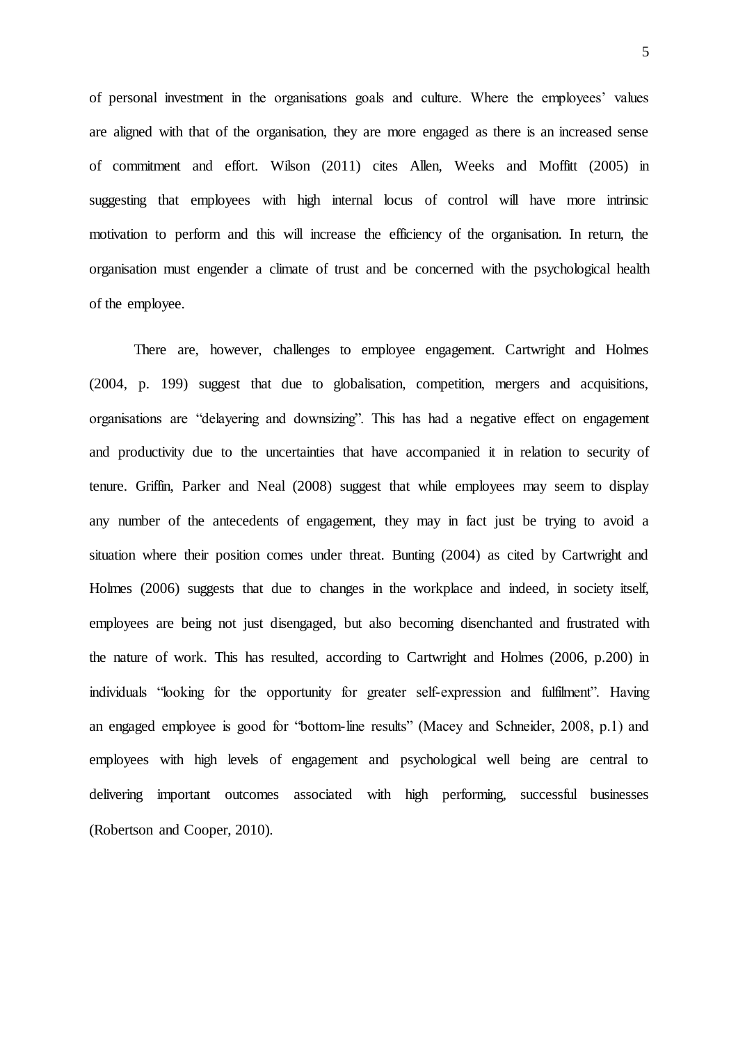of personal investment in the organisations goals and culture. Where the employees' values are aligned with that of the organisation, they are more engaged as there is an increased sense of commitment and effort. Wilson (2011) cites Allen, Weeks and Moffitt (2005) in suggesting that employees with high internal locus of control will have more intrinsic motivation to perform and this will increase the efficiency of the organisation. In return, the organisation must engender a climate of trust and be concerned with the psychological health of the employee.

There are, however, challenges to employee engagement. Cartwright and Holmes (2004, p. 199) suggest that due to globalisation, competition, mergers and acquisitions, organisations are "delayering and downsizing". This has had a negative effect on engagement and productivity due to the uncertainties that have accompanied it in relation to security of tenure. Griffin, Parker and Neal (2008) suggest that while employees may seem to display any number of the antecedents of engagement, they may in fact just be trying to avoid a situation where their position comes under threat. Bunting (2004) as cited by Cartwright and Holmes (2006) suggests that due to changes in the workplace and indeed, in society itself, employees are being not just disengaged, but also becoming disenchanted and frustrated with the nature of work. This has resulted, according to Cartwright and Holmes (2006, p.200) in individuals "looking for the opportunity for greater self-expression and fulfilment". Having an engaged employee is good for "bottom-line results" (Macey and Schneider, 2008, p.1) and employees with high levels of engagement and psychological well being are central to delivering important outcomes associated with high performing, successful businesses (Robertson and Cooper, 2010).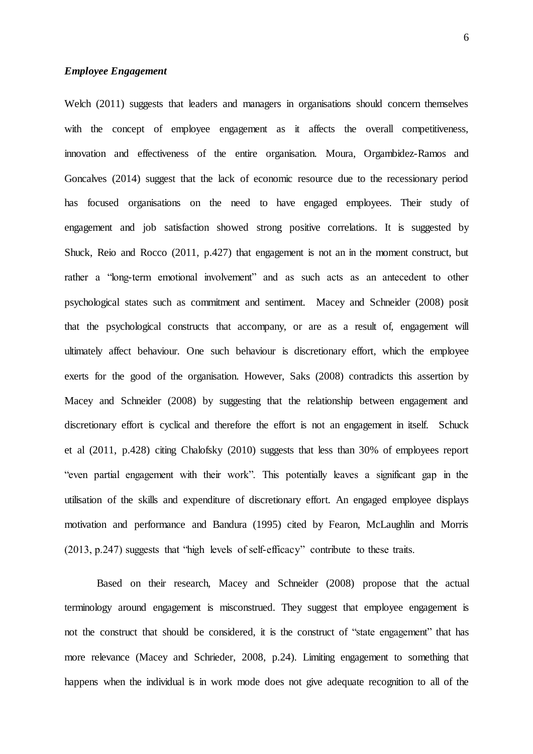### *Employee Engagement*

Welch (2011) suggests that leaders and managers in organisations should concern themselves with the concept of employee engagement as it affects the overall competitiveness, innovation and effectiveness of the entire organisation. Moura, Orgambidez-Ramos and Goncalves (2014) suggest that the lack of economic resource due to the recessionary period has focused organisations on the need to have engaged employees. Their study of engagement and job satisfaction showed strong positive correlations. It is suggested by Shuck, Reio and Rocco (2011, p.427) that engagement is not an in the moment construct, but rather a "long-term emotional involvement" and as such acts as an antecedent to other psychological states such as commitment and sentiment. Macey and Schneider (2008) posit that the psychological constructs that accompany, or are as a result of, engagement will ultimately affect behaviour. One such behaviour is discretionary effort, which the employee exerts for the good of the organisation. However, Saks (2008) contradicts this assertion by Macey and Schneider (2008) by suggesting that the relationship between engagement and discretionary effort is cyclical and therefore the effort is not an engagement in itself. Schuck et al (2011, p.428) citing Chalofsky (2010) suggests that less than 30% of employees report "even partial engagement with their work". This potentially leaves a significant gap in the utilisation of the skills and expenditure of discretionary effort. An engaged employee displays motivation and performance and Bandura (1995) cited by Fearon, McLaughlin and Morris (2013, p.247) suggests that "high levels of self-efficacy" contribute to these traits.

Based on their research, Macey and Schneider (2008) propose that the actual terminology around engagement is misconstrued. They suggest that employee engagement is not the construct that should be considered, it is the construct of "state engagement" that has more relevance (Macey and Schrieder, 2008, p.24). Limiting engagement to something that happens when the individual is in work mode does not give adequate recognition to all of the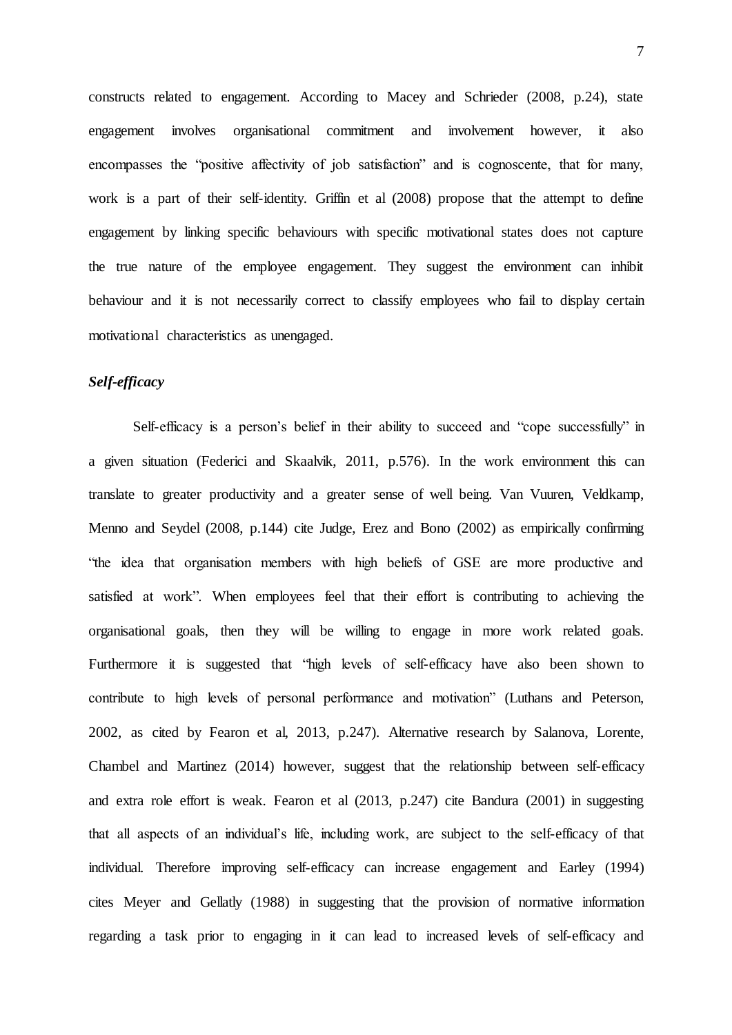constructs related to engagement. According to Macey and Schrieder (2008, p.24), state engagement involves organisational commitment and involvement however, it also encompasses the "positive affectivity of job satisfaction" and is cognoscente, that for many, work is a part of their self-identity. Griffin et al (2008) propose that the attempt to define engagement by linking specific behaviours with specific motivational states does not capture the true nature of the employee engagement. They suggest the environment can inhibit behaviour and it is not necessarily correct to classify employees who fail to display certain motivational characteristics as unengaged.

### *Self-efficacy*

Self-efficacy is a person's belief in their ability to succeed and "cope successfully" in a given situation (Federici and Skaalvik, 2011, p.576). In the work environment this can translate to greater productivity and a greater sense of well being. Van Vuuren, Veldkamp, Menno and Seydel (2008, p.144) cite Judge, Erez and Bono (2002) as empirically confirming "the idea that organisation members with high beliefs of GSE are more productive and satisfied at work". When employees feel that their effort is contributing to achieving the organisational goals, then they will be willing to engage in more work related goals. Furthermore it is suggested that "high levels of self-efficacy have also been shown to contribute to high levels of personal performance and motivation" (Luthans and Peterson, 2002, as cited by Fearon et al, 2013, p.247). Alternative research by Salanova, Lorente, Chambel and Martinez (2014) however, suggest that the relationship between self-efficacy and extra role effort is weak. Fearon et al (2013, p.247) cite Bandura (2001) in suggesting that all aspects of an individual's life, including work, are subject to the self-efficacy of that individual. Therefore improving self-efficacy can increase engagement and Earley (1994) cites Meyer and Gellatly (1988) in suggesting that the provision of normative information regarding a task prior to engaging in it can lead to increased levels of self-efficacy and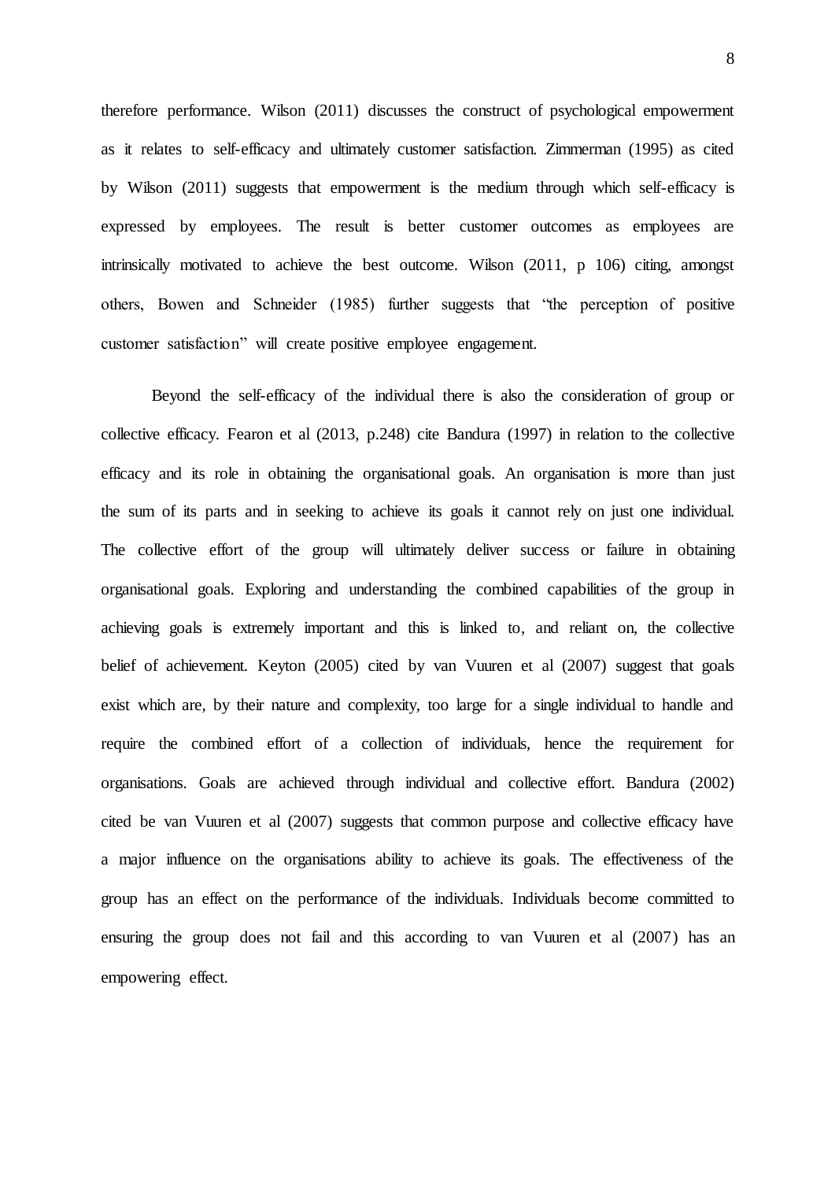therefore performance. Wilson (2011) discusses the construct of psychological empowerment as it relates to self-efficacy and ultimately customer satisfaction. Zimmerman (1995) as cited by Wilson (2011) suggests that empowerment is the medium through which self-efficacy is expressed by employees. The result is better customer outcomes as employees are intrinsically motivated to achieve the best outcome. Wilson (2011, p 106) citing, amongst others, Bowen and Schneider (1985) further suggests that "the perception of positive customer satisfaction" will create positive employee engagement.

Beyond the self-efficacy of the individual there is also the consideration of group or collective efficacy. Fearon et al (2013, p.248) cite Bandura (1997) in relation to the collective efficacy and its role in obtaining the organisational goals. An organisation is more than just the sum of its parts and in seeking to achieve its goals it cannot rely on just one individual. The collective effort of the group will ultimately deliver success or failure in obtaining organisational goals. Exploring and understanding the combined capabilities of the group in achieving goals is extremely important and this is linked to, and reliant on, the collective belief of achievement. Keyton (2005) cited by van Vuuren et al (2007) suggest that goals exist which are, by their nature and complexity, too large for a single individual to handle and require the combined effort of a collection of individuals, hence the requirement for organisations. Goals are achieved through individual and collective effort. Bandura (2002) cited be van Vuuren et al (2007) suggests that common purpose and collective efficacy have a major influence on the organisations ability to achieve its goals. The effectiveness of the group has an effect on the performance of the individuals. Individuals become committed to ensuring the group does not fail and this according to van Vuuren et al (2007) has an empowering effect.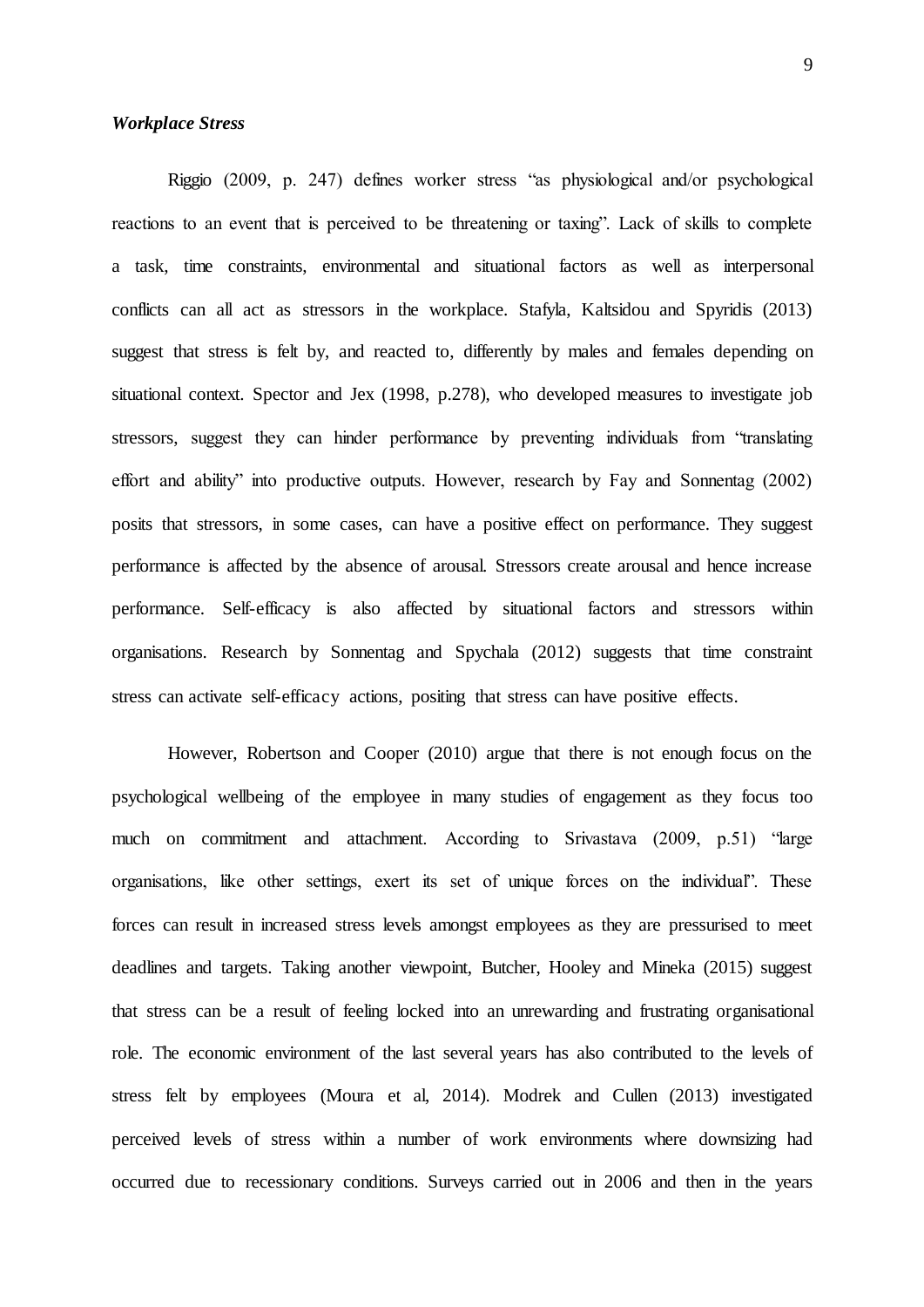### *Workplace Stress*

Riggio (2009, p. 247) defines worker stress "as physiological and/or psychological reactions to an event that is perceived to be threatening or taxing". Lack of skills to complete a task, time constraints, environmental and situational factors as well as interpersonal conflicts can all act as stressors in the workplace. Stafyla, Kaltsidou and Spyridis (2013) suggest that stress is felt by, and reacted to, differently by males and females depending on situational context. Spector and Jex (1998, p.278), who developed measures to investigate job stressors, suggest they can hinder performance by preventing individuals from "translating effort and ability" into productive outputs. However, research by Fay and Sonnentag (2002) posits that stressors, in some cases, can have a positive effect on performance. They suggest performance is affected by the absence of arousal. Stressors create arousal and hence increase performance. Self-efficacy is also affected by situational factors and stressors within organisations. Research by Sonnentag and Spychala (2012) suggests that time constraint stress can activate self-efficacy actions, positing that stress can have positive effects.

However, Robertson and Cooper (2010) argue that there is not enough focus on the psychological wellbeing of the employee in many studies of engagement as they focus too much on commitment and attachment. According to Srivastava (2009, p.51) "large organisations, like other settings, exert its set of unique forces on the individual". These forces can result in increased stress levels amongst employees as they are pressurised to meet deadlines and targets. Taking another viewpoint, Butcher, Hooley and Mineka (2015) suggest that stress can be a result of feeling locked into an unrewarding and frustrating organisational role. The economic environment of the last several years has also contributed to the levels of stress felt by employees (Moura et al, 2014). Modrek and Cullen (2013) investigated perceived levels of stress within a number of work environments where downsizing had occurred due to recessionary conditions. Surveys carried out in 2006 and then in the years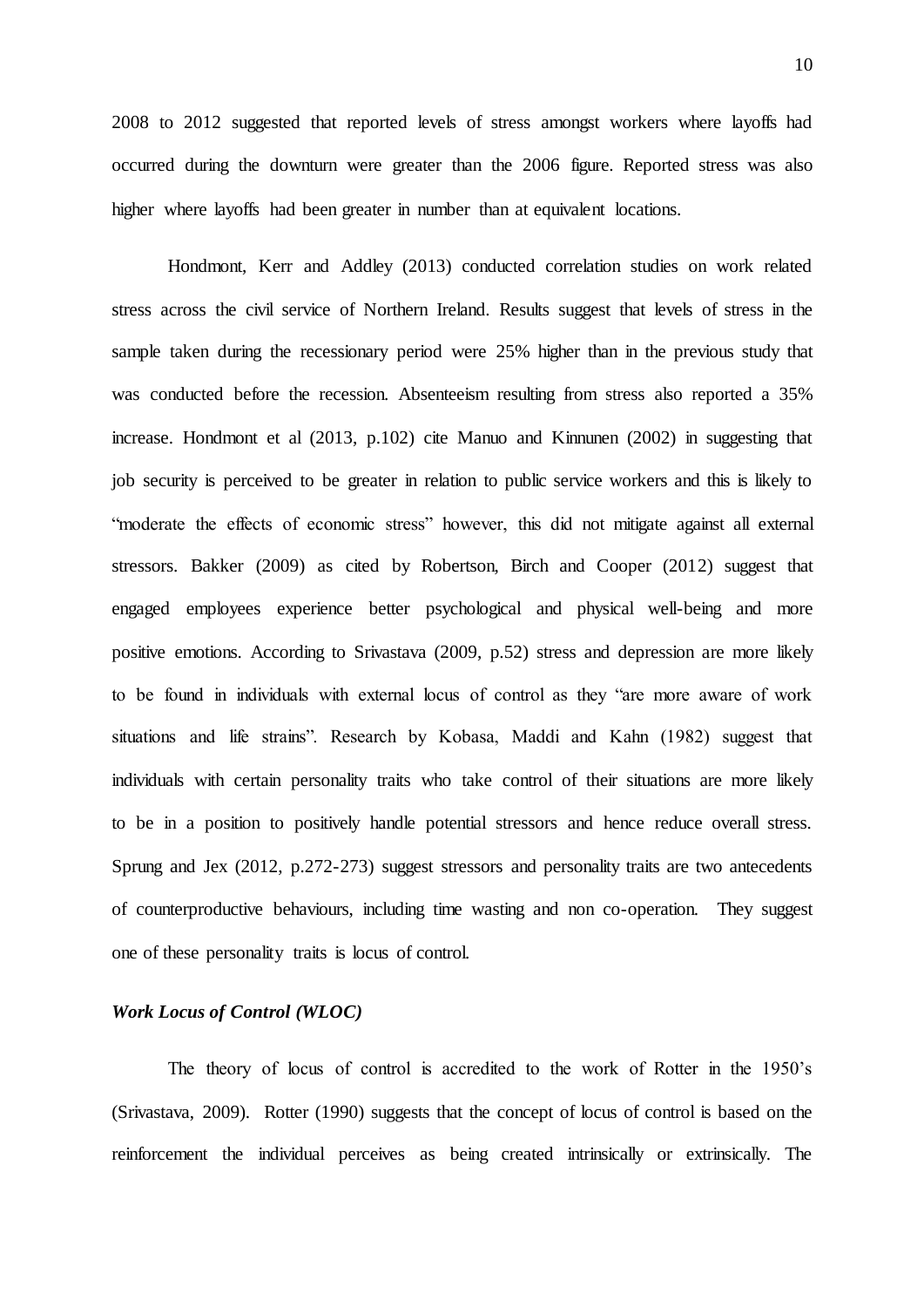2008 to 2012 suggested that reported levels of stress amongst workers where layoffs had occurred during the downturn were greater than the 2006 figure. Reported stress was also higher where layoffs had been greater in number than at equivalent locations.

Hondmont, Kerr and Addley (2013) conducted correlation studies on work related stress across the civil service of Northern Ireland. Results suggest that levels of stress in the sample taken during the recessionary period were 25% higher than in the previous study that was conducted before the recession. Absenteeism resulting from stress also reported a 35% increase. Hondmont et al (2013, p.102) cite Manuo and Kinnunen (2002) in suggesting that job security is perceived to be greater in relation to public service workers and this is likely to "moderate the effects of economic stress" however, this did not mitigate against all external stressors. Bakker (2009) as cited by Robertson, Birch and Cooper (2012) suggest that engaged employees experience better psychological and physical well-being and more positive emotions. According to Srivastava (2009, p.52) stress and depression are more likely to be found in individuals with external locus of control as they "are more aware of work situations and life strains". Research by Kobasa, Maddi and Kahn (1982) suggest that individuals with certain personality traits who take control of their situations are more likely to be in a position to positively handle potential stressors and hence reduce overall stress. Sprung and Jex (2012, p.272-273) suggest stressors and personality traits are two antecedents of counterproductive behaviours, including time wasting and non co-operation. They suggest one of these personality traits is locus of control.

### *Work Locus of Control (WLOC)*

The theory of locus of control is accredited to the work of Rotter in the 1950's (Srivastava, 2009). Rotter (1990) suggests that the concept of locus of control is based on the reinforcement the individual perceives as being created intrinsically or extrinsically. The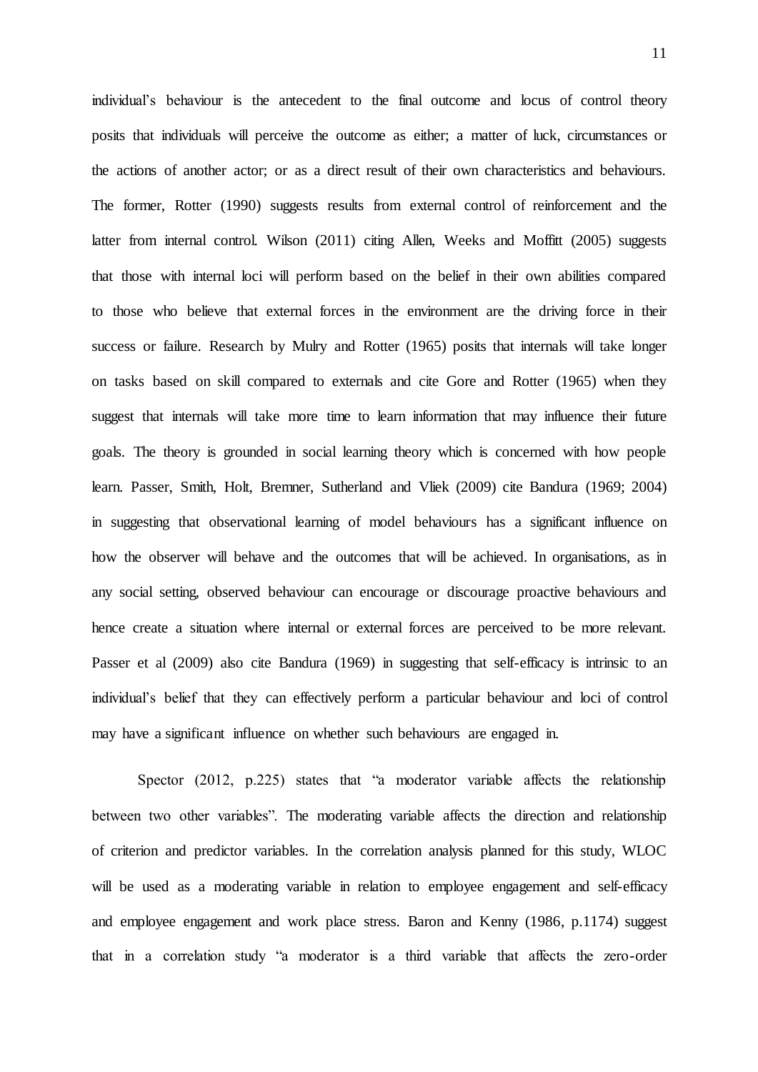individual's behaviour is the antecedent to the final outcome and locus of control theory posits that individuals will perceive the outcome as either; a matter of luck, circumstances or the actions of another actor; or as a direct result of their own characteristics and behaviours. The former, Rotter (1990) suggests results from external control of reinforcement and the latter from internal control. Wilson (2011) citing Allen, Weeks and Moffitt (2005) suggests that those with internal loci will perform based on the belief in their own abilities compared to those who believe that external forces in the environment are the driving force in their success or failure. Research by Mulry and Rotter (1965) posits that internals will take longer on tasks based on skill compared to externals and cite Gore and Rotter (1965) when they suggest that internals will take more time to learn information that may influence their future goals. The theory is grounded in social learning theory which is concerned with how people learn. Passer, Smith, Holt, Bremner, Sutherland and Vliek (2009) cite Bandura (1969; 2004) in suggesting that observational learning of model behaviours has a significant influence on how the observer will behave and the outcomes that will be achieved. In organisations, as in any social setting, observed behaviour can encourage or discourage proactive behaviours and hence create a situation where internal or external forces are perceived to be more relevant. Passer et al (2009) also cite Bandura (1969) in suggesting that self-efficacy is intrinsic to an individual's belief that they can effectively perform a particular behaviour and loci of control may have a significant influence on whether such behaviours are engaged in.

Spector (2012, p.225) states that "a moderator variable affects the relationship between two other variables". The moderating variable affects the direction and relationship of criterion and predictor variables. In the correlation analysis planned for this study, WLOC will be used as a moderating variable in relation to employee engagement and self-efficacy and employee engagement and work place stress. Baron and Kenny (1986, p.1174) suggest that in a correlation study "a moderator is a third variable that affects the zero-order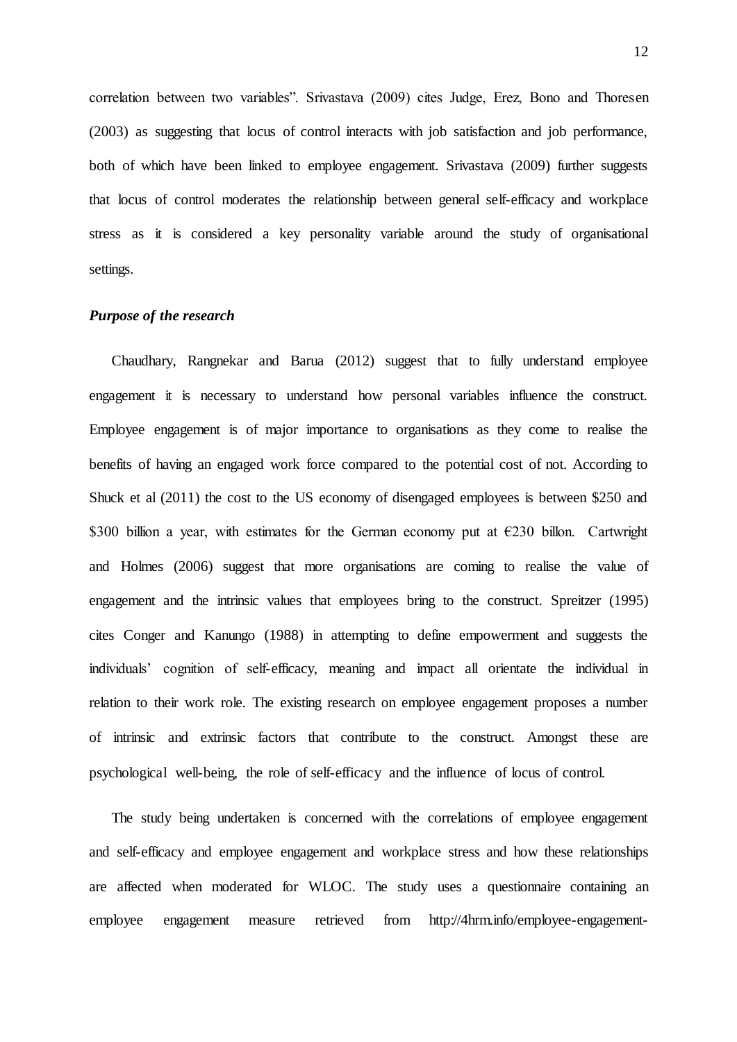correlation between two variables". Srivastava (2009) cites Judge, Erez, Bono and Thoresen (2003) as suggesting that locus of control interacts with job satisfaction and job performance, both of which have been linked to employee engagement. Srivastava (2009) further suggests that locus of control moderates the relationship between general self-efficacy and workplace stress as it is considered a key personality variable around the study of organisational settings.

### *Purpose of the research*

Chaudhary, Rangnekar and Barua (2012) suggest that to fully understand employee engagement it is necessary to understand how personal variables influence the construct. Employee engagement is of major importance to organisations as they come to realise the benefits of having an engaged work force compared to the potential cost of not. According to Shuck et al (2011) the cost to the US economy of disengaged employees is between $250 and $300 billion a year, with estimates for the German economy put at €230 billon. Cartwright and Holmes (2006) suggest that more organisations are coming to realise the value of engagement and the intrinsic values that employees bring to the construct. Spreitzer (1995) cites Conger and Kanungo (1988) in attempting to define empowerment and suggests the individuals' cognition of self-efficacy, meaning and impact all orientate the individual in relation to their work role. The existing research on employee engagement proposes a number of intrinsic and extrinsic factors that contribute to the construct. Amongst these are psychological well-being, the role of self-efficacy and the influence of locus of control.

The study being undertaken is concerned with the correlations of employee engagement and self-efficacy and employee engagement and workplace stress and how these relationships are affected when moderated for WLOC. The study uses a questionnaire containing an employee engagement measure retrieved from http://4hrm.info/employee-engagement-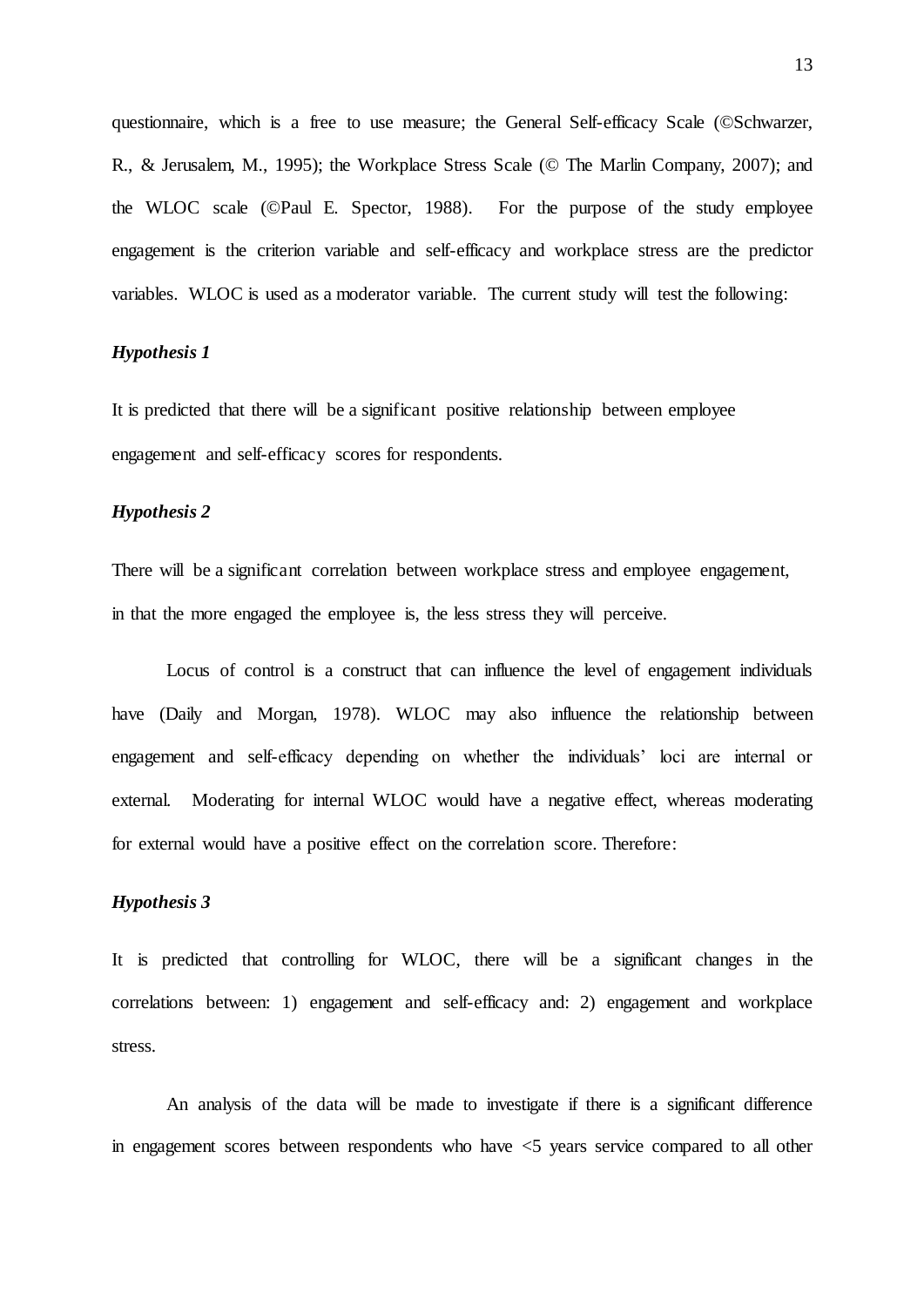questionnaire, which is a free to use measure; the General Self-efficacy Scale (©Schwarzer, R., & Jerusalem, M., 1995); the Workplace Stress Scale (© The Marlin Company, 2007); and the WLOC scale (©Paul E. Spector, 1988). For the purpose of the study employee engagement is the criterion variable and self-efficacy and workplace stress are the predictor variables. WLOC is used as a moderator variable. The current study will test the following:

***Hypothesis 1***

It is predicted that there will be a significant positive relationship between employee engagement and self-efficacy scores for respondents.

***Hypothesis 2***

There will be a significant correlation between workplace stress and employee engagement, in that the more engaged the employee is, the less stress they will perceive.

Locus of control is a construct that can influence the level of engagement individuals have (Daily and Morgan, 1978). WLOC may also influence the relationship between engagement and self-efficacy depending on whether the individuals' loci are internal or external. Moderating for internal WLOC would have a negative effect, whereas moderating for external would have a positive effect on the correlation score. Therefore:

***Hypothesis 3***

It is predicted that controlling for WLOC, there will be a significant changes in the correlations between: 1) engagement and self-efficacy and: 2) engagement and workplace stress.

An analysis of the data will be made to investigate if there is a significant difference in engagement scores between respondents who have <5 years service compared to all other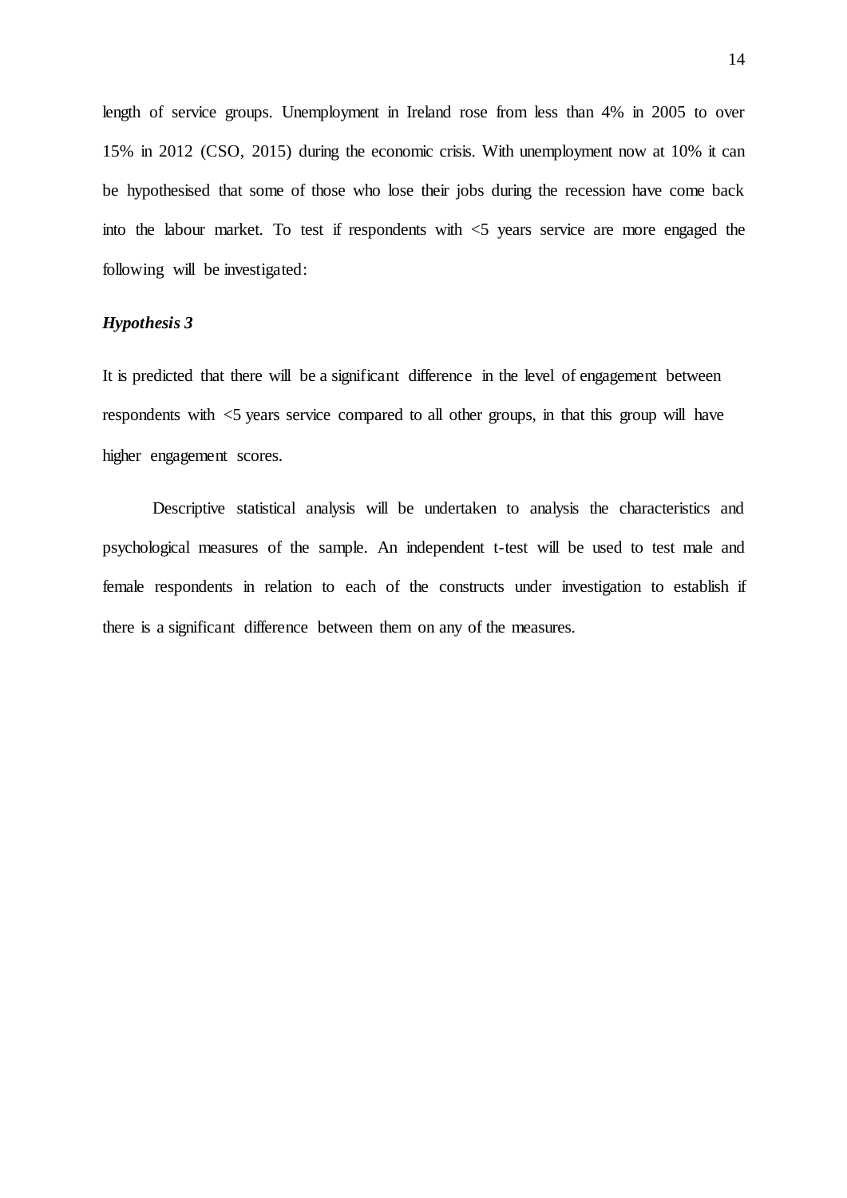length of service groups. Unemployment in Ireland rose from less than 4% in 2005 to over 15% in 2012 (CSO, 2015) during the economic crisis. With unemployment now at 10% it can be hypothesised that some of those who lose their jobs during the recession have come back into the labour market. To test if respondents with <5 years service are more engaged the following will be investigated:

***Hypothesis 3***

It is predicted that there will be a significant difference in the level of engagement between respondents with <5 years service compared to all other groups, in that this group will have higher engagement scores.

Descriptive statistical analysis will be undertaken to analysis the characteristics and psychological measures of the sample. An independent t-test will be used to test male and female respondents in relation to each of the constructs under investigation to establish if there is a significant difference between them on any of the measures.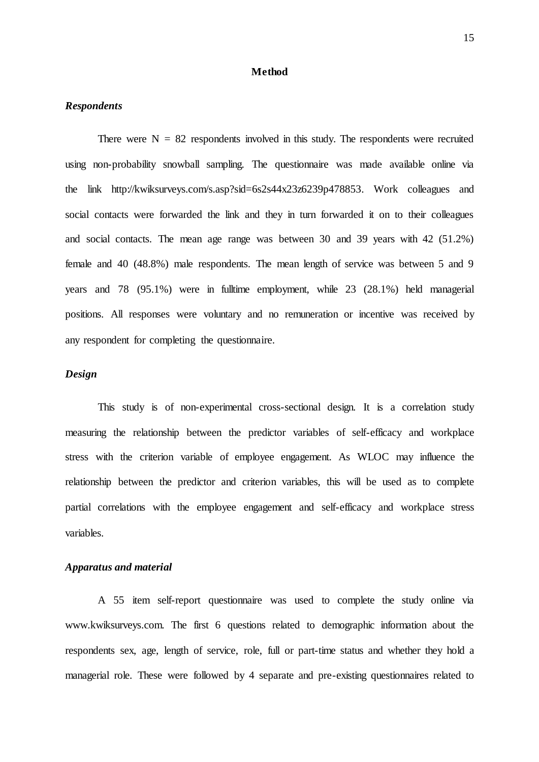## Method

### *Respondents*

There were N = 82 respondents involved in this study. The respondents were recruited using non-probability snowball sampling. The questionnaire was made available online via the link http://kwiksurveys.com/s.asp?sid=6s2s44x23z6239p478853. Work colleagues and social contacts were forwarded the link and they in turn forwarded it on to their colleagues and social contacts. The mean age range was between 30 and 39 years with 42 (51.2%) female and 40 (48.8%) male respondents. The mean length of service was between 5 and 9 years and 78 (95.1%) were in fulltime employment, while 23 (28.1%) held managerial positions. All responses were voluntary and no remuneration or incentive was received by any respondent for completing the questionnaire.

### *Design*

This study is of non-experimental cross-sectional design. It is a correlation study measuring the relationship between the predictor variables of self-efficacy and workplace stress with the criterion variable of employee engagement. As WLOC may influence the relationship between the predictor and criterion variables, this will be used as to complete partial correlations with the employee engagement and self-efficacy and workplace stress variables.

### *Apparatus and material*

A 55 item self-report questionnaire was used to complete the study online via www.kwiksurveys.com. The first 6 questions related to demographic information about the respondents sex, age, length of service, role, full or part-time status and whether they hold a managerial role. These were followed by 4 separate and pre-existing questionnaires related to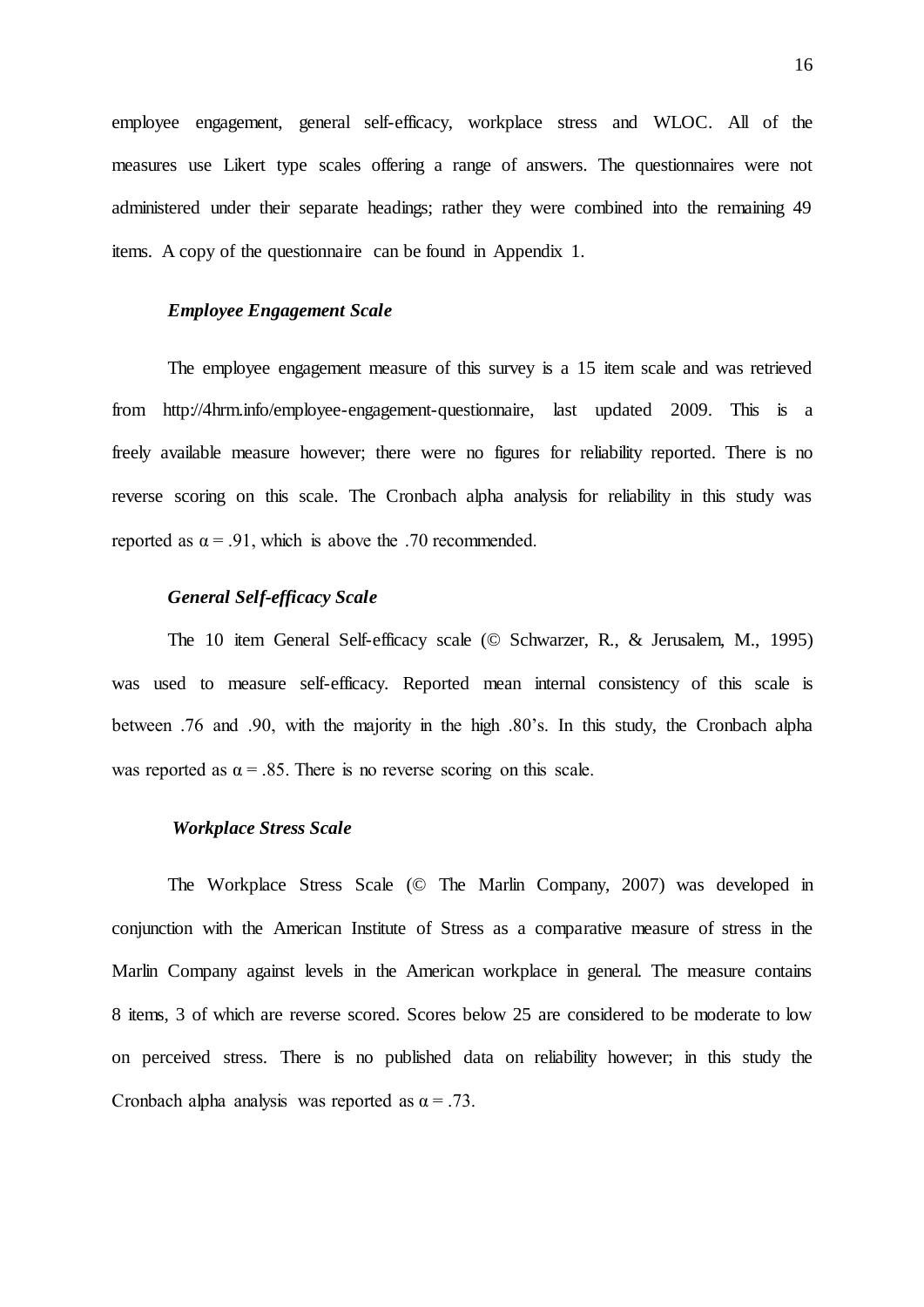employee engagement, general self-efficacy, workplace stress and WLOC. All of the measures use Likert type scales offering a range of answers. The questionnaires were not administered under their separate headings; rather they were combined into the remaining 49 items. A copy of the questionnaire can be found in Appendix 1.

### *Employee Engagement Scale*

The employee engagement measure of this survey is a 15 item scale and was retrieved from http://4hrm.info/employee-engagement-questionnaire, last updated 2009. This is a freely available measure however; there were no figures for reliability reported. There is no reverse scoring on this scale. The Cronbach alpha analysis for reliability in this study was reported as $\alpha = .91$, which is above the .70 recommended.

### *General Self-efficacy Scale*

The 10 item General Self-efficacy scale (© Schwarzer, R., & Jerusalem, M., 1995) was used to measure self-efficacy. Reported mean internal consistency of this scale is between .76 and .90, with the majority in the high .80's. In this study, the Cronbach alpha was reported as $\alpha = .85$. There is no reverse scoring on this scale.

### *Workplace Stress Scale*

The Workplace Stress Scale (© The Marlin Company, 2007) was developed in conjunction with the American Institute of Stress as a comparative measure of stress in the Marlin Company against levels in the American workplace in general. The measure contains 8 items, 3 of which are reverse scored. Scores below 25 are considered to be moderate to low on perceived stress. There is no published data on reliability however; in this study the Cronbach alpha analysis was reported as $\alpha = .73$.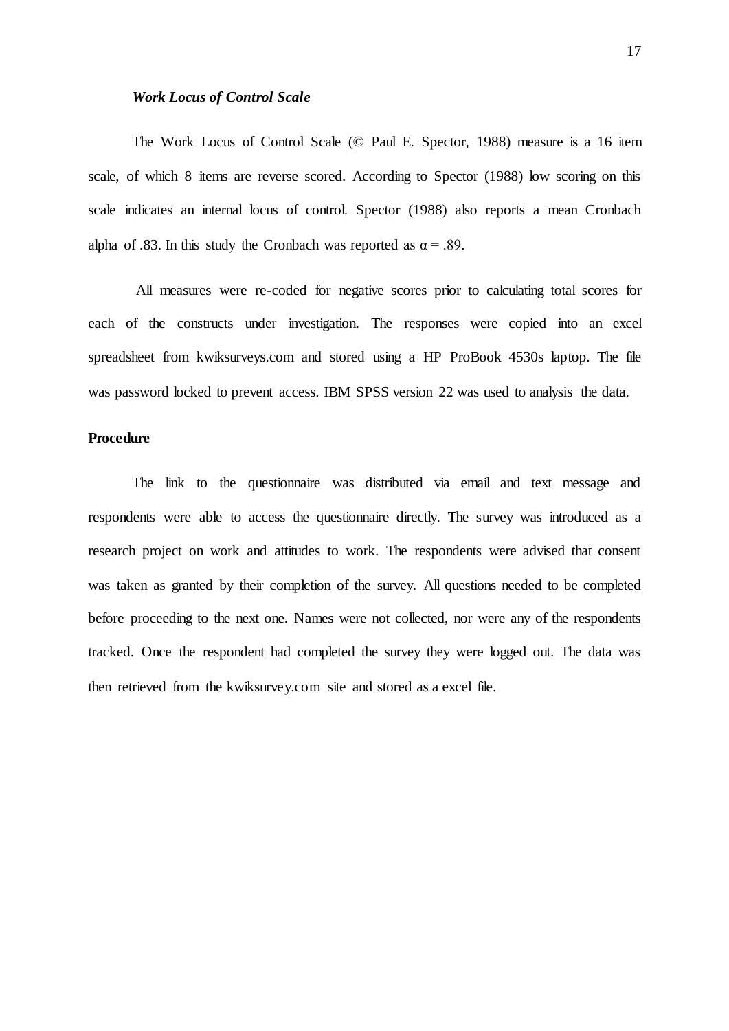### ***Work Locus of Control Scale***

The Work Locus of Control Scale (© Paul E. Spector, 1988) measure is a 16 item scale, of which 8 items are reverse scored. According to Spector (1988) low scoring on this scale indicates an internal locus of control. Spector (1988) also reports a mean Cronbach alpha of .83. In this study the Cronbach was reported as $\alpha = .89$.

All measures were re-coded for negative scores prior to calculating total scores for each of the constructs under investigation. The responses were copied into an excel spreadsheet from kwiksurveys.com and stored using a HP ProBook 4530s laptop. The file was password locked to prevent access. IBM SPSS version 22 was used to analysis the data.

## **Procedure**

The link to the questionnaire was distributed via email and text message and respondents were able to access the questionnaire directly. The survey was introduced as a research project on work and attitudes to work. The respondents were advised that consent was taken as granted by their completion of the survey. All questions needed to be completed before proceeding to the next one. Names were not collected, nor were any of the respondents tracked. Once the respondent had completed the survey they were logged out. The data was then retrieved from the kwiksurvey.com site and stored as a excel file.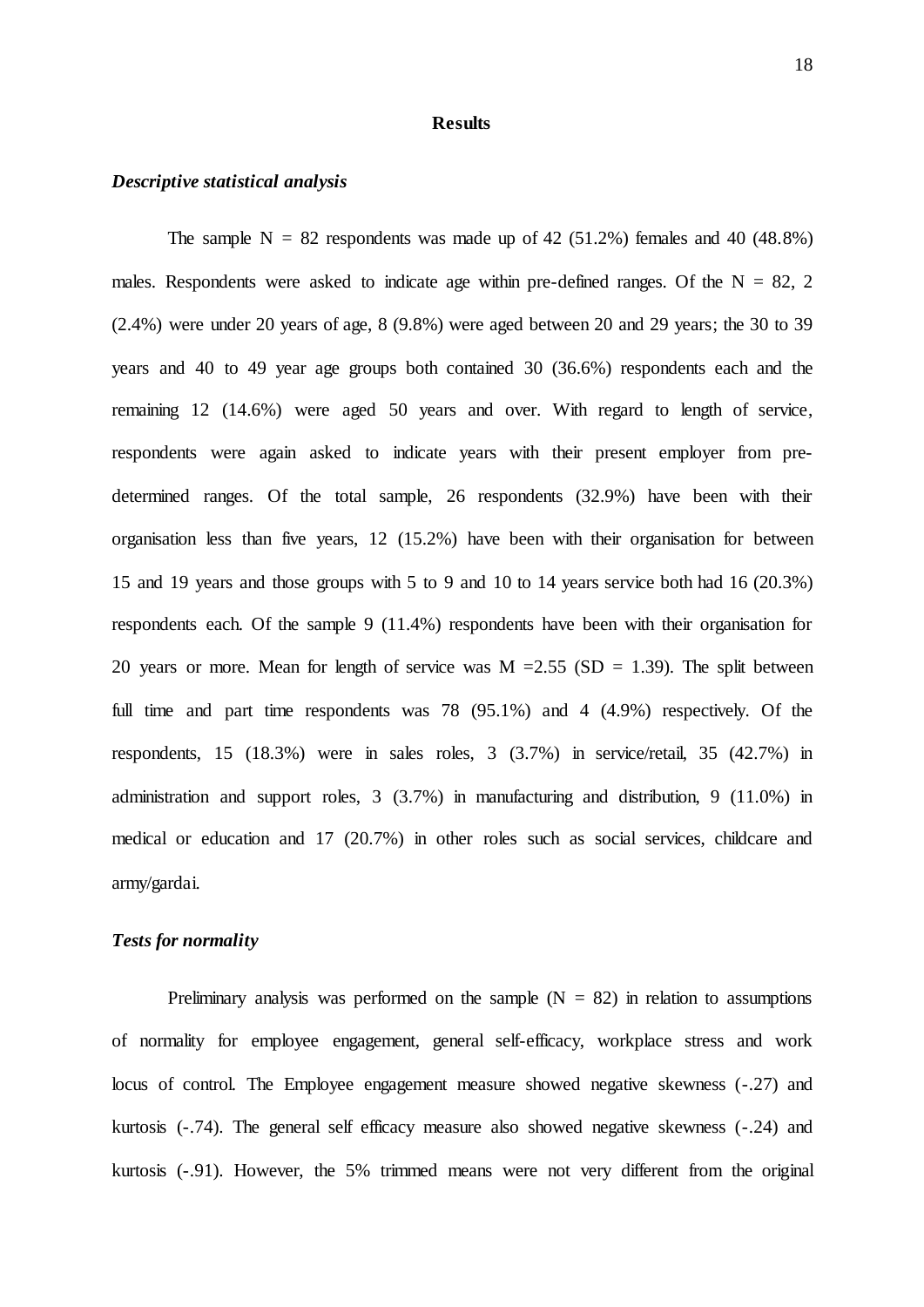## Results

### *Descriptive statistical analysis*

The sample N = 82 respondents was made up of 42 (51.2%) females and 40 (48.8%) males. Respondents were asked to indicate age within pre-defined ranges. Of the N = 82, 2 (2.4%) were under 20 years of age, 8 (9.8%) were aged between 20 and 29 years; the 30 to 39 years and 40 to 49 year age groups both contained 30 (36.6%) respondents each and the remaining 12 (14.6%) were aged 50 years and over. With regard to length of service, respondents were again asked to indicate years with their present employer from pre-determined ranges. Of the total sample, 26 respondents (32.9%) have been with their organisation less than five years, 12 (15.2%) have been with their organisation for between 15 and 19 years and those groups with 5 to 9 and 10 to 14 years service both had 16 (20.3%) respondents each. Of the sample 9 (11.4%) respondents have been with their organisation for 20 years or more. Mean for length of service was M =2.55 (SD = 1.39). The split between full time and part time respondents was 78 (95.1%) and 4 (4.9%) respectively. Of the respondents, 15 (18.3%) were in sales roles, 3 (3.7%) in service/retail, 35 (42.7%) in administration and support roles, 3 (3.7%) in manufacturing and distribution, 9 (11.0%) in medical or education and 17 (20.7%) in other roles such as social services, childcare and army/gardai.

### *Tests for normality*

Preliminary analysis was performed on the sample (N = 82) in relation to assumptions of normality for employee engagement, general self-efficacy, workplace stress and work locus of control. The Employee engagement measure showed negative skewness (-.27) and kurtosis (-.74). The general self efficacy measure also showed negative skewness (-.24) and kurtosis (-.91). However, the 5% trimmed means were not very different from the original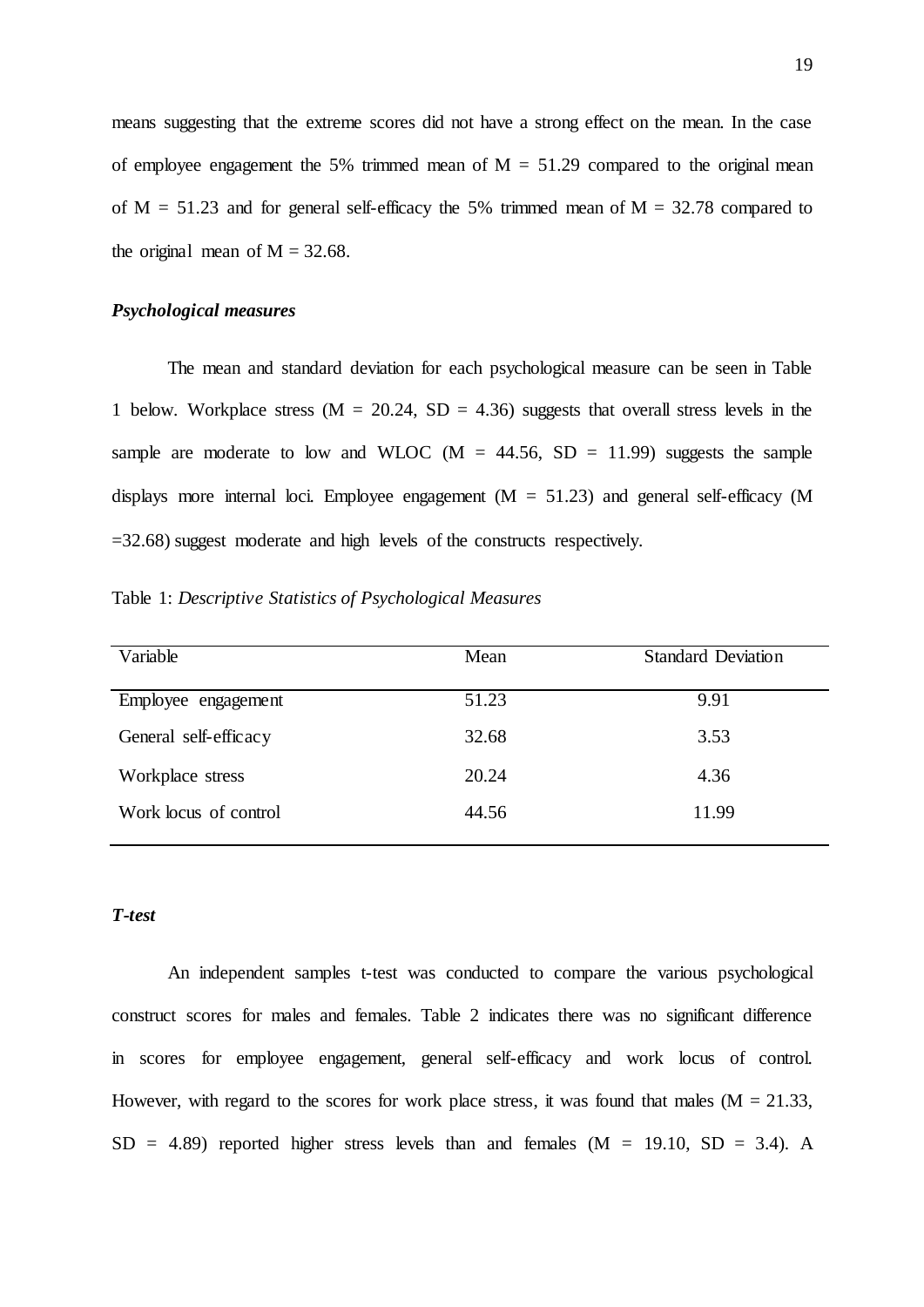means suggesting that the extreme scores did not have a strong effect on the mean. In the case of employee engagement the 5% trimmed mean of $M = 51.29$ compared to the original mean of $M = 51.23$ and for general self-efficacy the 5% trimmed mean of $M = 32.78$ compared to the original mean of $M = 32.68$.

### *Psychological measures*

The mean and standard deviation for each psychological measure can be seen in Table 1 below. Workplace stress ($M = 20.24$, $SD = 4.36$) suggests that overall stress levels in the sample are moderate to low and WLOC ($M = 44.56$, $SD = 11.99$) suggests the sample displays more internal loci. Employee engagement ($M = 51.23$) and general self-efficacy ($M =32.68$) suggest moderate and high levels of the constructs respectively.

Table 1: *Descriptive Statistics of Psychological Measures*

| Variable | Mean | Standard Deviation |
|---|---|---|
| Employee engagement | 51.23 | 9.91 |
| General self-efficacy | 32.68 | 3.53 |
| Workplace stress | 20.24 | 4.36 |
| Work locus of control | 44.56 | 11.99 |

### *T-test*

An independent samples t-test was conducted to compare the various psychological construct scores for males and females. Table 2 indicates there was no significant difference in scores for employee engagement, general self-efficacy and work locus of control. However, with regard to the scores for work place stress, it was found that males ($M = 21.33$, $SD = 4.89$) reported higher stress levels than and females ($M = 19.10$, $SD = 3.4$). A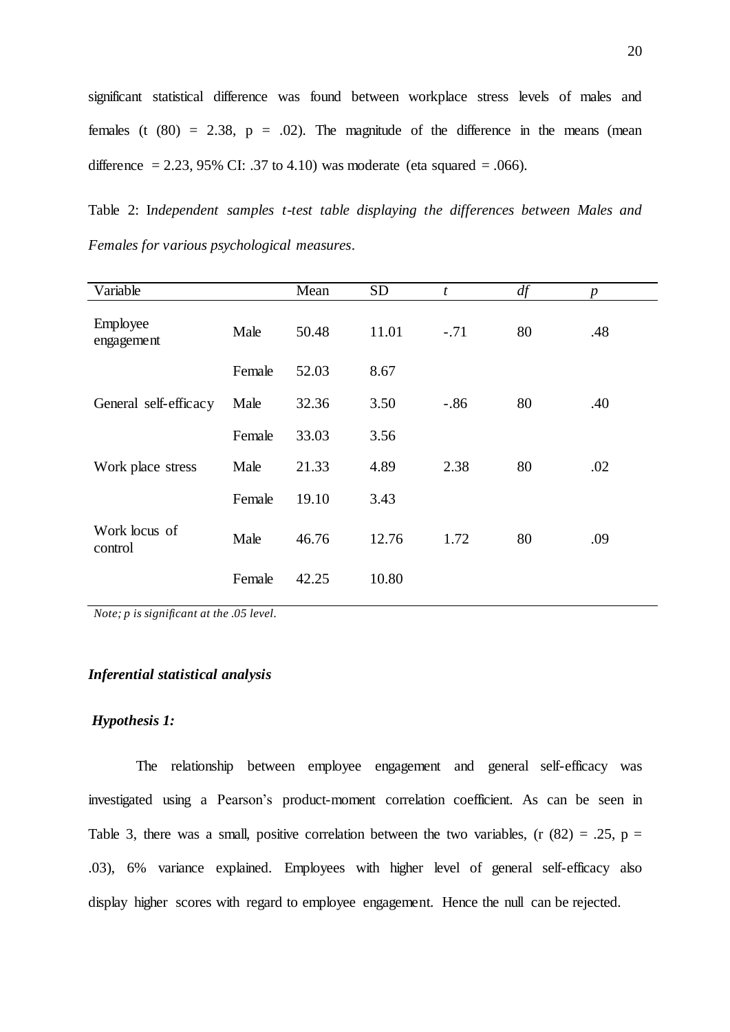significant statistical difference was found between workplace stress levels of males and females (t (80) = 2.38, p = .02). The magnitude of the difference in the means (mean difference = 2.23, 95% CI: .37 to 4.10) was moderate (eta squared = .066).

Table 2: I*ndependent samples t-test table displaying the differences between Males and Females for various psychological measures*.

| Variable | | Mean | SD | *t* | *df* | *p* |
|---|---|---|---|---|---|---|
| Employee engagement | Male | 50.48 | 11.01 | -.71 | 80 | .48 |
| | Female | 52.03 | 8.67 | | | |
| General self-efficacy | Male | 32.36 | 3.50 | -.86 | 80 | .40 |
| | Female | 33.03 | 3.56 | | | |
| Work place stress | Male | 21.33 | 4.89 | 2.38 | 80 | .02 |
| | Female | 19.10 | 3.43 | | | |
| Work locus of control | Male | 46.76 | 12.76 | 1.72 | 80 | .09 |
| | Female | 42.25 | 10.80 | | | |

*Note; p is significant at the .05 level.*

### *Inferential statistical analysis*

#### *Hypothesis 1:*

The relationship between employee engagement and general self-efficacy was investigated using a Pearson's product-moment correlation coefficient. As can be seen in Table 3, there was a small, positive correlation between the two variables, (r (82) = .25, p = .03), 6% variance explained. Employees with higher level of general self-efficacy also display higher scores with regard to employee engagement. Hence the null can be rejected.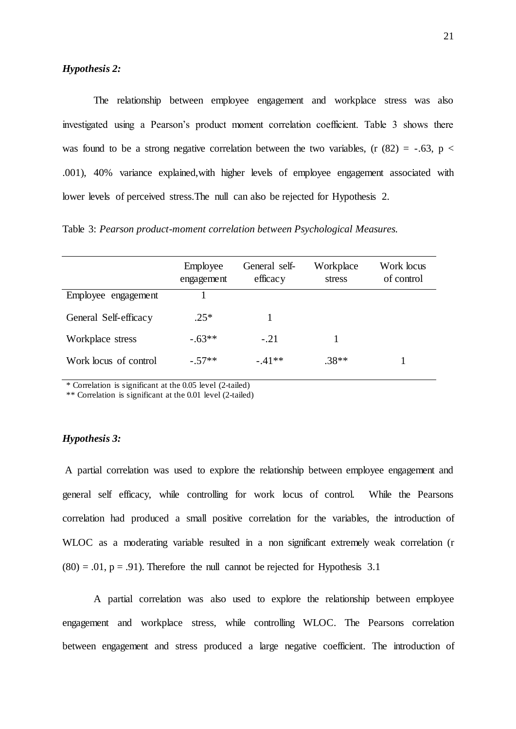***Hypothesis 2:***

The relationship between employee engagement and workplace stress was also investigated using a Pearson's product moment correlation coefficient. Table 3 shows there was found to be a strong negative correlation between the two variables, ($r\ (82) = -.63$, $p < .001$), 40% variance explained,with higher levels of employee engagement associated with lower levels of perceived stress.The null can also be rejected for Hypothesis 2.

Table 3: *Pearson product-moment correlation between Psychological Measures.*

| | Employee engagement | General self-efficacy | Workplace stress | Work locus of control |
|---|---|---|---|---|
| Employee engagement | 1 | | | |
| General Self-efficacy | .25* | 1 | | |
| Workplace stress | -.63** | -.21 | 1 | |
| Work locus of control | -.57** | -.41** | .38** | 1 |

\* Correlation is significant at the 0.05 level (2-tailed)
\** Correlation is significant at the 0.01 level (2-tailed)

***Hypothesis 3:***

A partial correlation was used to explore the relationship between employee engagement and general self efficacy, while controlling for work locus of control. While the Pearsons correlation had produced a small positive correlation for the variables, the introduction of WLOC as a moderating variable resulted in a non significant extremely weak correlation ($r\ (80) = .01$, $p = .91$). Therefore the null cannot be rejected for Hypothesis 3.1

A partial correlation was also used to explore the relationship between employee engagement and workplace stress, while controlling WLOC. The Pearsons correlation between engagement and stress produced a large negative coefficient. The introduction of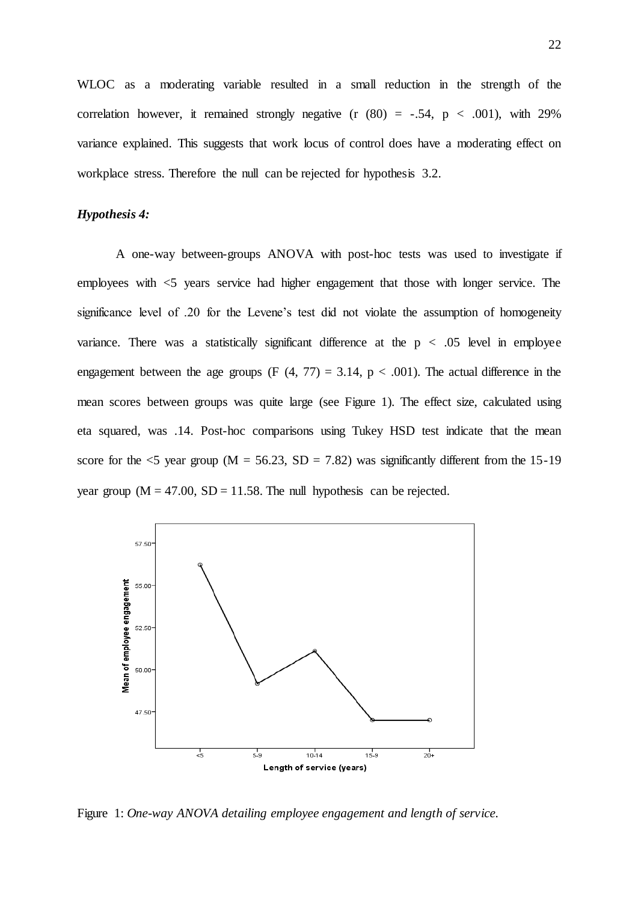WLOC as a moderating variable resulted in a small reduction in the strength of the correlation however, it remained strongly negative ($r (80) = -.54$, $p < .001$), with 29% variance explained. This suggests that work locus of control does have a moderating effect on workplace stress. Therefore the null can be rejected for hypothesis 3.2.

### *Hypothesis 4:*

A one-way between-groups ANOVA with post-hoc tests was used to investigate if employees with <5 years service had higher engagement that those with longer service. The significance level of .20 for the Levene's test did not violate the assumption of homogeneity variance. There was a statistically significant difference at the $p < .05$ level in employee engagement between the age groups ($F (4, 77) = 3.14$, $p < .001$). The actual difference in the mean scores between groups was quite large (see Figure 1). The effect size, calculated using eta squared, was .14. Post-hoc comparisons using Tukey HSD test indicate that the mean score for the <5 year group ($M = 56.23$, $SD = 7.82$) was significantly different from the 15-19 year group ($M = 47.00$, $SD = 11.58$. The null hypothesis can be rejected.

Figure 1: *One-way ANOVA detailing employee engagement and length of service.*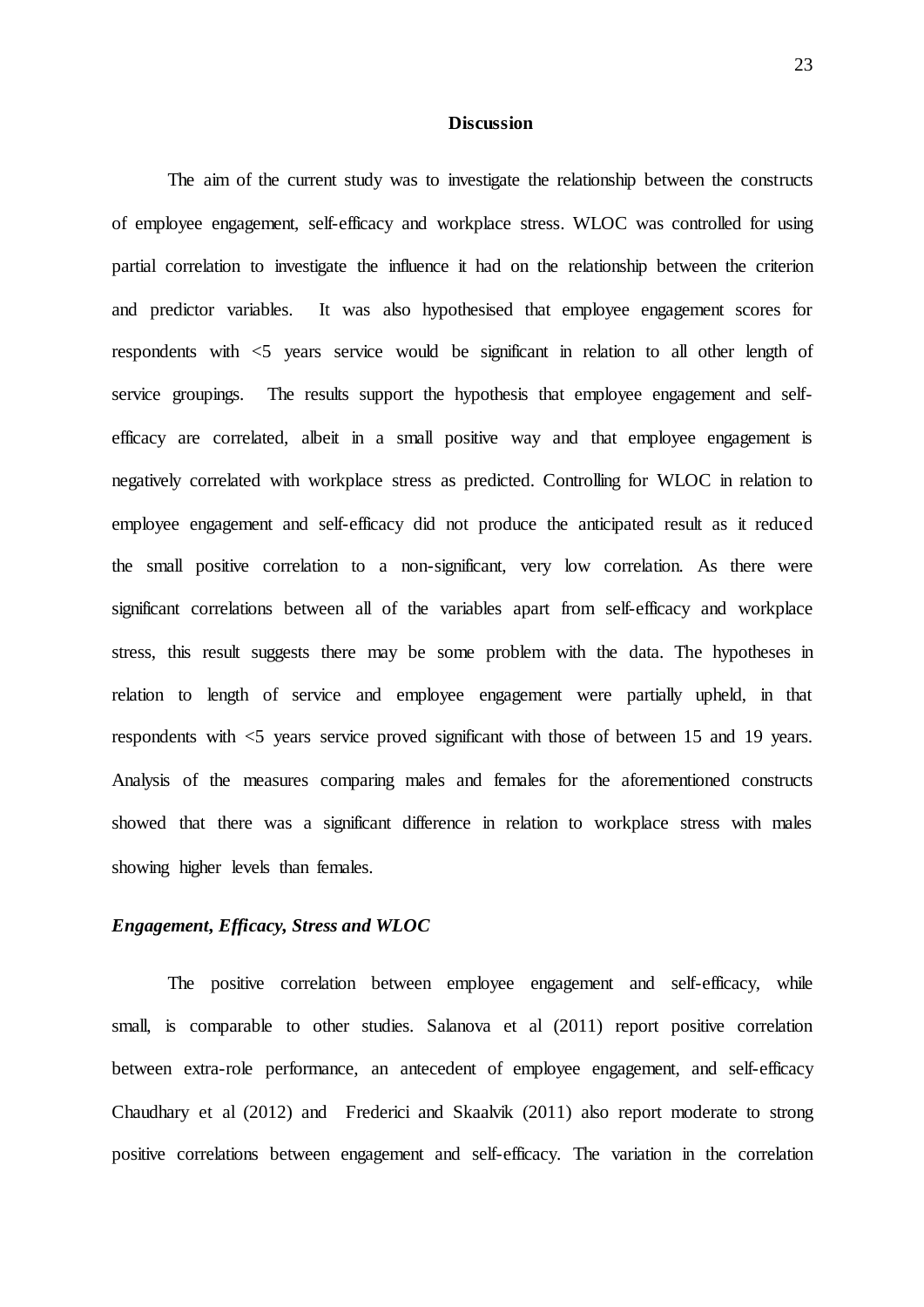## Discussion

The aim of the current study was to investigate the relationship between the constructs of employee engagement, self-efficacy and workplace stress. WLOC was controlled for using partial correlation to investigate the influence it had on the relationship between the criterion and predictor variables. It was also hypothesised that employee engagement scores for respondents with <5 years service would be significant in relation to all other length of service groupings. The results support the hypothesis that employee engagement and self-efficacy are correlated, albeit in a small positive way and that employee engagement is negatively correlated with workplace stress as predicted. Controlling for WLOC in relation to employee engagement and self-efficacy did not produce the anticipated result as it reduced the small positive correlation to a non-significant, very low correlation. As there were significant correlations between all of the variables apart from self-efficacy and workplace stress, this result suggests there may be some problem with the data. The hypotheses in relation to length of service and employee engagement were partially upheld, in that respondents with <5 years service proved significant with those of between 15 and 19 years. Analysis of the measures comparing males and females for the aforementioned constructs showed that there was a significant difference in relation to workplace stress with males showing higher levels than females.

### *Engagement, Efficacy, Stress and WLOC*

The positive correlation between employee engagement and self-efficacy, while small, is comparable to other studies. Salanova et al (2011) report positive correlation between extra-role performance, an antecedent of employee engagement, and self-efficacy Chaudhary et al (2012) and Frederici and Skaalvik (2011) also report moderate to strong positive correlations between engagement and self-efficacy. The variation in the correlation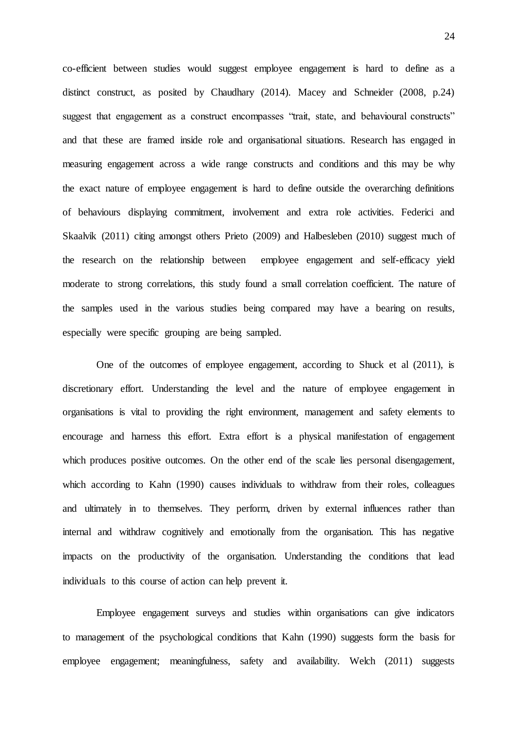co-efficient between studies would suggest employee engagement is hard to define as a distinct construct, as posited by Chaudhary (2014). Macey and Schneider (2008, p.24) suggest that engagement as a construct encompasses “trait, state, and behavioural constructs” and that these are framed inside role and organisational situations. Research has engaged in measuring engagement across a wide range constructs and conditions and this may be why the exact nature of employee engagement is hard to define outside the overarching definitions of behaviours displaying commitment, involvement and extra role activities. Federici and Skaalvik (2011) citing amongst others Prieto (2009) and Halbesleben (2010) suggest much of the research on the relationship between employee engagement and self-efficacy yield moderate to strong correlations, this study found a small correlation coefficient. The nature of the samples used in the various studies being compared may have a bearing on results, especially were specific grouping are being sampled.

One of the outcomes of employee engagement, according to Shuck et al (2011), is discretionary effort. Understanding the level and the nature of employee engagement in organisations is vital to providing the right environment, management and safety elements to encourage and harness this effort. Extra effort is a physical manifestation of engagement which produces positive outcomes. On the other end of the scale lies personal disengagement, which according to Kahn (1990) causes individuals to withdraw from their roles, colleagues and ultimately in to themselves. They perform, driven by external influences rather than internal and withdraw cognitively and emotionally from the organisation. This has negative impacts on the productivity of the organisation. Understanding the conditions that lead individuals to this course of action can help prevent it.

Employee engagement surveys and studies within organisations can give indicators to management of the psychological conditions that Kahn (1990) suggests form the basis for employee engagement; meaningfulness, safety and availability. Welch (2011) suggests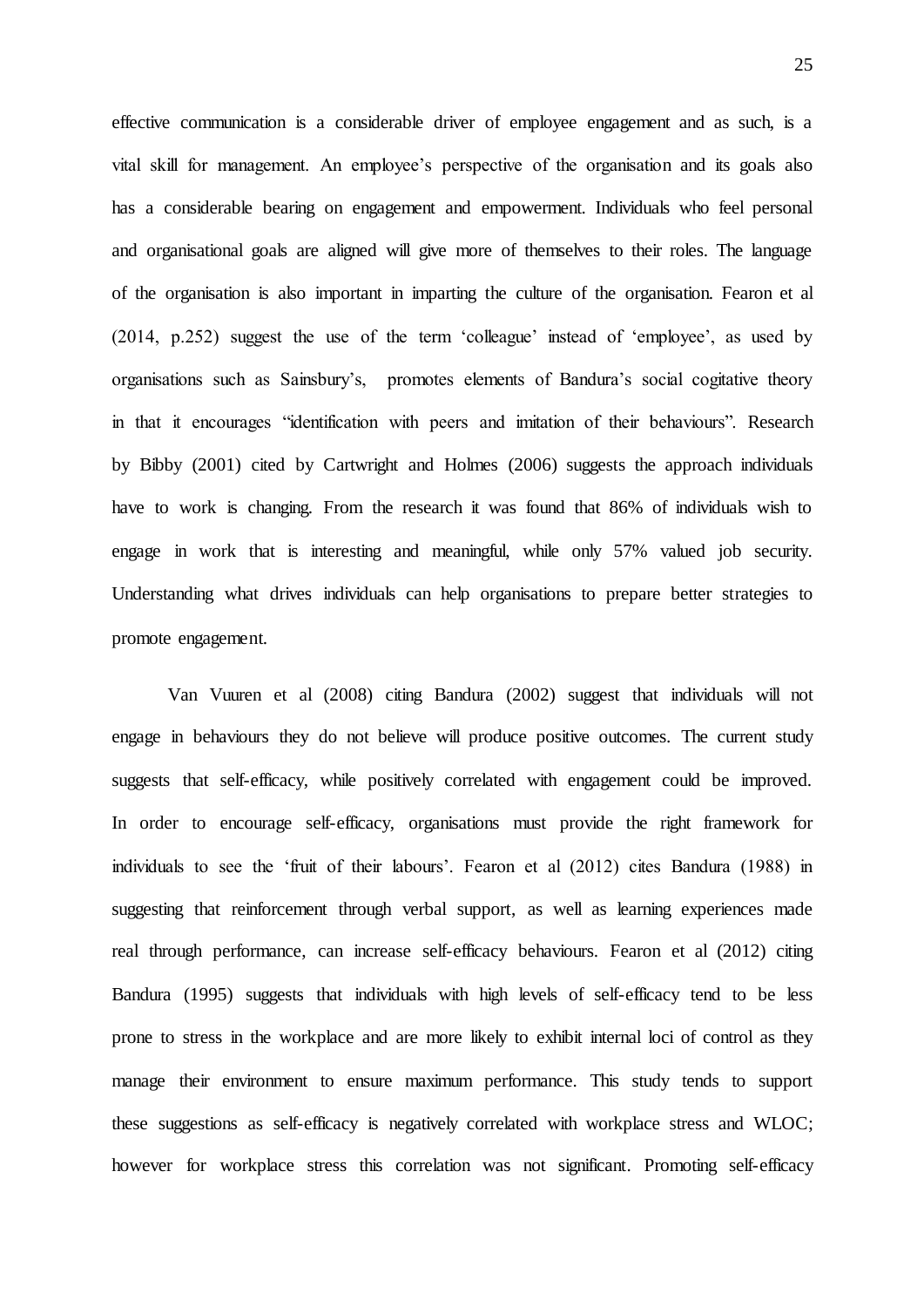effective communication is a considerable driver of employee engagement and as such, is a vital skill for management. An employee's perspective of the organisation and its goals also has a considerable bearing on engagement and empowerment. Individuals who feel personal and organisational goals are aligned will give more of themselves to their roles. The language of the organisation is also important in imparting the culture of the organisation. Fearon et al (2014, p.252) suggest the use of the term 'colleague' instead of 'employee', as used by organisations such as Sainsbury's,  promotes elements of Bandura's social cogitative theory in that it encourages "identification with peers and imitation of their behaviours". Research by Bibby (2001) cited by Cartwright and Holmes (2006) suggests the approach individuals have to work is changing. From the research it was found that 86% of individuals wish to engage in work that is interesting and meaningful, while only 57% valued job security. Understanding what drives individuals can help organisations to prepare better strategies to promote engagement.

Van Vuuren et al (2008) citing Bandura (2002) suggest that individuals will not engage in behaviours they do not believe will produce positive outcomes. The current study suggests that self-efficacy, while positively correlated with engagement could be improved. In order to encourage self-efficacy, organisations must provide the right framework for individuals to see the 'fruit of their labours'. Fearon et al (2012) cites Bandura (1988) in suggesting that reinforcement through verbal support, as well as learning experiences made real through performance, can increase self-efficacy behaviours. Fearon et al (2012) citing Bandura (1995) suggests that individuals with high levels of self-efficacy tend to be less prone to stress in the workplace and are more likely to exhibit internal loci of control as they manage their environment to ensure maximum performance. This study tends to support these suggestions as self-efficacy is negatively correlated with workplace stress and WLOC; however for workplace stress this correlation was not significant. Promoting self-efficacy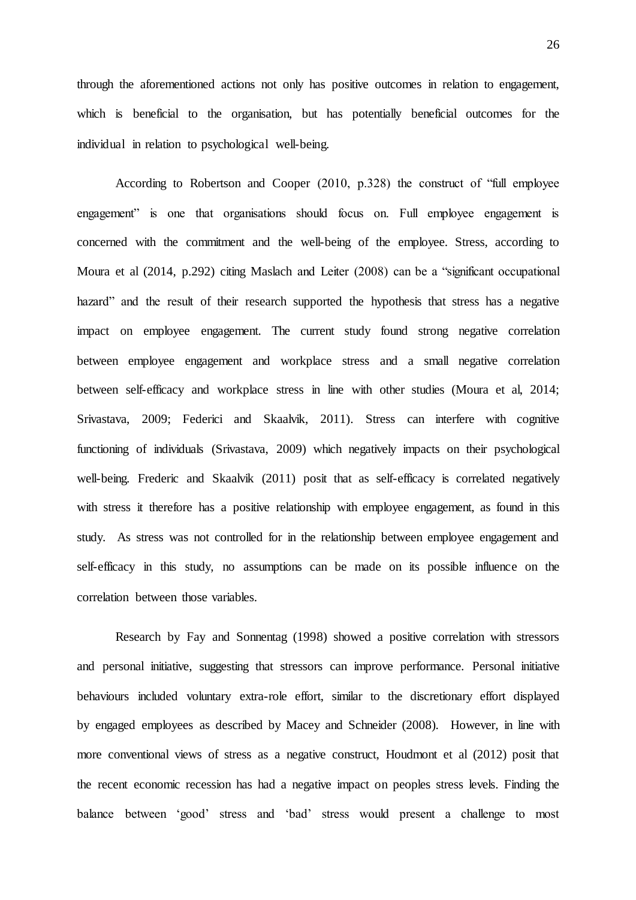through the aforementioned actions not only has positive outcomes in relation to engagement, which is beneficial to the organisation, but has potentially beneficial outcomes for the individual in relation to psychological well-being.

According to Robertson and Cooper (2010, p.328) the construct of "full employee engagement" is one that organisations should focus on. Full employee engagement is concerned with the commitment and the well-being of the employee. Stress, according to Moura et al (2014, p.292) citing Maslach and Leiter (2008) can be a "significant occupational hazard" and the result of their research supported the hypothesis that stress has a negative impact on employee engagement. The current study found strong negative correlation between employee engagement and workplace stress and a small negative correlation between self-efficacy and workplace stress in line with other studies (Moura et al, 2014; Srivastava, 2009; Federici and Skaalvik, 2011). Stress can interfere with cognitive functioning of individuals (Srivastava, 2009) which negatively impacts on their psychological well-being. Frederic and Skaalvik (2011) posit that as self-efficacy is correlated negatively with stress it therefore has a positive relationship with employee engagement, as found in this study. As stress was not controlled for in the relationship between employee engagement and self-efficacy in this study, no assumptions can be made on its possible influence on the correlation between those variables.

Research by Fay and Sonnentag (1998) showed a positive correlation with stressors and personal initiative, suggesting that stressors can improve performance. Personal initiative behaviours included voluntary extra-role effort, similar to the discretionary effort displayed by engaged employees as described by Macey and Schneider (2008). However, in line with more conventional views of stress as a negative construct, Houdmont et al (2012) posit that the recent economic recession has had a negative impact on peoples stress levels. Finding the balance between 'good' stress and 'bad' stress would present a challenge to most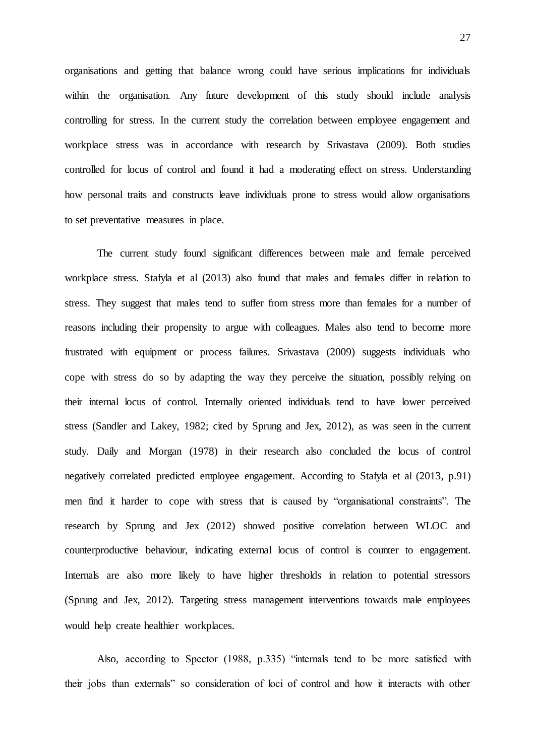organisations and getting that balance wrong could have serious implications for individuals within the organisation. Any future development of this study should include analysis controlling for stress. In the current study the correlation between employee engagement and workplace stress was in accordance with research by Srivastava (2009). Both studies controlled for locus of control and found it had a moderating effect on stress. Understanding how personal traits and constructs leave individuals prone to stress would allow organisations to set preventative measures in place.

The current study found significant differences between male and female perceived workplace stress. Stafyla et al (2013) also found that males and females differ in relation to stress. They suggest that males tend to suffer from stress more than females for a number of reasons including their propensity to argue with colleagues. Males also tend to become more frustrated with equipment or process failures. Srivastava (2009) suggests individuals who cope with stress do so by adapting the way they perceive the situation, possibly relying on their internal locus of control. Internally oriented individuals tend to have lower perceived stress (Sandler and Lakey, 1982; cited by Sprung and Jex, 2012), as was seen in the current study. Daily and Morgan (1978) in their research also concluded the locus of control negatively correlated predicted employee engagement. According to Stafyla et al (2013, p.91) men find it harder to cope with stress that is caused by "organisational constraints". The research by Sprung and Jex (2012) showed positive correlation between WLOC and counterproductive behaviour, indicating external locus of control is counter to engagement. Internals are also more likely to have higher thresholds in relation to potential stressors (Sprung and Jex, 2012). Targeting stress management interventions towards male employees would help create healthier workplaces.

Also, according to Spector (1988, p.335) "internals tend to be more satisfied with their jobs than externals" so consideration of loci of control and how it interacts with other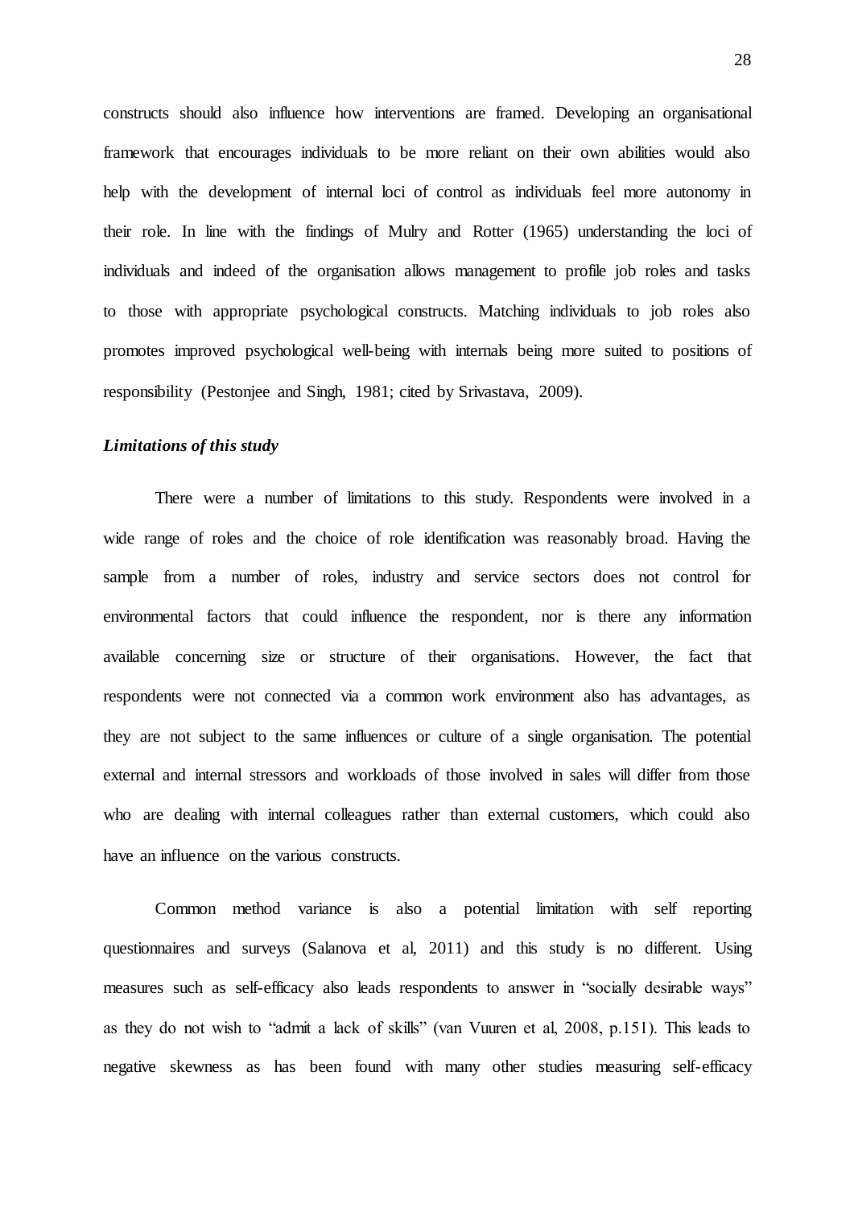constructs should also influence how interventions are framed. Developing an organisational framework that encourages individuals to be more reliant on their own abilities would also help with the development of internal loci of control as individuals feel more autonomy in their role. In line with the findings of Mulry and Rotter (1965) understanding the loci of individuals and indeed of the organisation allows management to profile job roles and tasks to those with appropriate psychological constructs. Matching individuals to job roles also promotes improved psychological well-being with internals being more suited to positions of responsibility (Pestonjee and Singh, 1981; cited by Srivastava, 2009).

***Limitations of this study***

There were a number of limitations to this study. Respondents were involved in a wide range of roles and the choice of role identification was reasonably broad. Having the sample from a number of roles, industry and service sectors does not control for environmental factors that could influence the respondent, nor is there any information available concerning size or structure of their organisations. However, the fact that respondents were not connected via a common work environment also has advantages, as they are not subject to the same influences or culture of a single organisation. The potential external and internal stressors and workloads of those involved in sales will differ from those who are dealing with internal colleagues rather than external customers, which could also have an influence on the various constructs.

Common method variance is also a potential limitation with self reporting questionnaires and surveys (Salanova et al, 2011) and this study is no different. Using measures such as self-efficacy also leads respondents to answer in "socially desirable ways" as they do not wish to "admit a lack of skills" (van Vuuren et al, 2008, p.151). This leads to negative skewness as has been found with many other studies measuring self-efficacy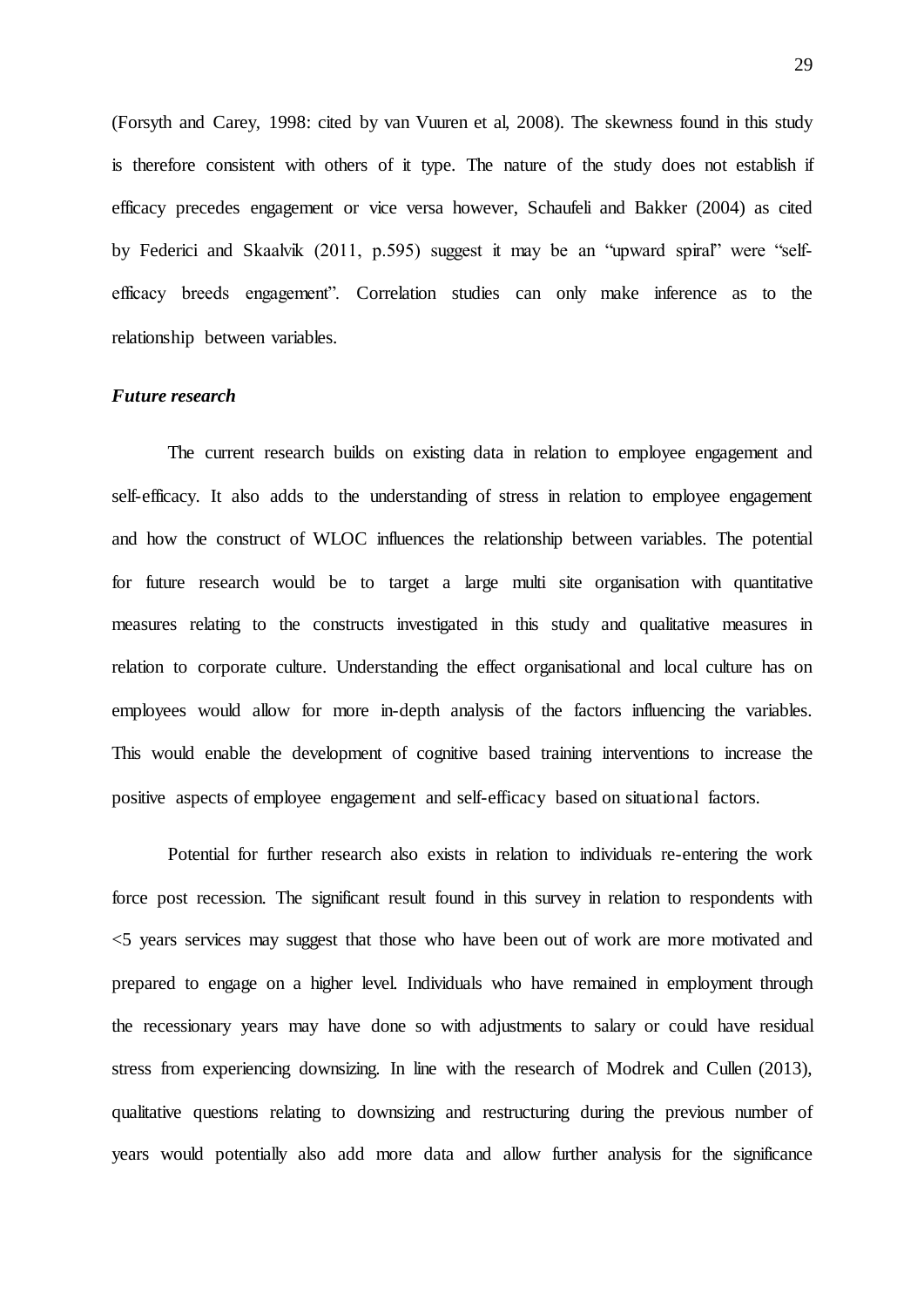(Forsyth and Carey, 1998: cited by van Vuuren et al, 2008). The skewness found in this study is therefore consistent with others of it type. The nature of the study does not establish if efficacy precedes engagement or vice versa however, Schaufeli and Bakker (2004) as cited by Federici and Skaalvik (2011, p.595) suggest it may be an "upward spiral" were "self-efficacy breeds engagement". Correlation studies can only make inference as to the relationship between variables.

### *Future research*

The current research builds on existing data in relation to employee engagement and self-efficacy. It also adds to the understanding of stress in relation to employee engagement and how the construct of WLOC influences the relationship between variables. The potential for future research would be to target a large multi site organisation with quantitative measures relating to the constructs investigated in this study and qualitative measures in relation to corporate culture. Understanding the effect organisational and local culture has on employees would allow for more in-depth analysis of the factors influencing the variables. This would enable the development of cognitive based training interventions to increase the positive aspects of employee engagement and self-efficacy based on situational factors.

Potential for further research also exists in relation to individuals re-entering the work force post recession. The significant result found in this survey in relation to respondents with <5 years services may suggest that those who have been out of work are more motivated and prepared to engage on a higher level. Individuals who have remained in employment through the recessionary years may have done so with adjustments to salary or could have residual stress from experiencing downsizing. In line with the research of Modrek and Cullen (2013), qualitative questions relating to downsizing and restructuring during the previous number of years would potentially also add more data and allow further analysis for the significance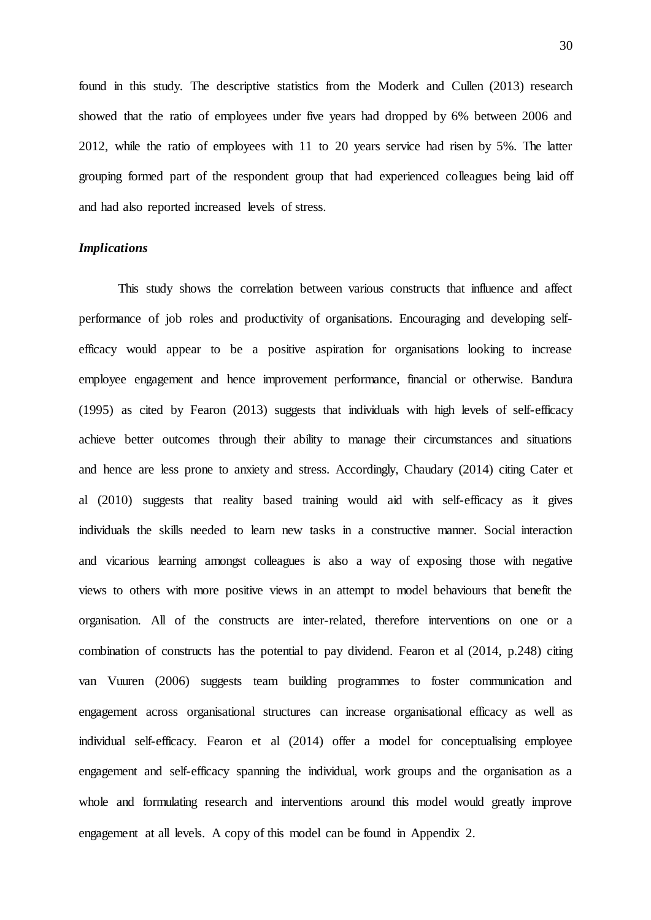found in this study. The descriptive statistics from the Moderk and Cullen (2013) research showed that the ratio of employees under five years had dropped by 6% between 2006 and 2012, while the ratio of employees with 11 to 20 years service had risen by 5%. The latter grouping formed part of the respondent group that had experienced colleagues being laid off and had also reported increased levels of stress.

### *Implications*

This study shows the correlation between various constructs that influence and affect performance of job roles and productivity of organisations. Encouraging and developing self-efficacy would appear to be a positive aspiration for organisations looking to increase employee engagement and hence improvement performance, financial or otherwise. Bandura (1995) as cited by Fearon (2013) suggests that individuals with high levels of self-efficacy achieve better outcomes through their ability to manage their circumstances and situations and hence are less prone to anxiety and stress. Accordingly, Chaudary (2014) citing Cater et al (2010) suggests that reality based training would aid with self-efficacy as it gives individuals the skills needed to learn new tasks in a constructive manner. Social interaction and vicarious learning amongst colleagues is also a way of exposing those with negative views to others with more positive views in an attempt to model behaviours that benefit the organisation. All of the constructs are inter-related, therefore interventions on one or a combination of constructs has the potential to pay dividend. Fearon et al (2014, p.248) citing van Vuuren (2006) suggests team building programmes to foster communication and engagement across organisational structures can increase organisational efficacy as well as individual self-efficacy. Fearon et al (2014) offer a model for conceptualising employee engagement and self-efficacy spanning the individual, work groups and the organisation as a whole and formulating research and interventions around this model would greatly improve engagement at all levels. A copy of this model can be found in Appendix 2.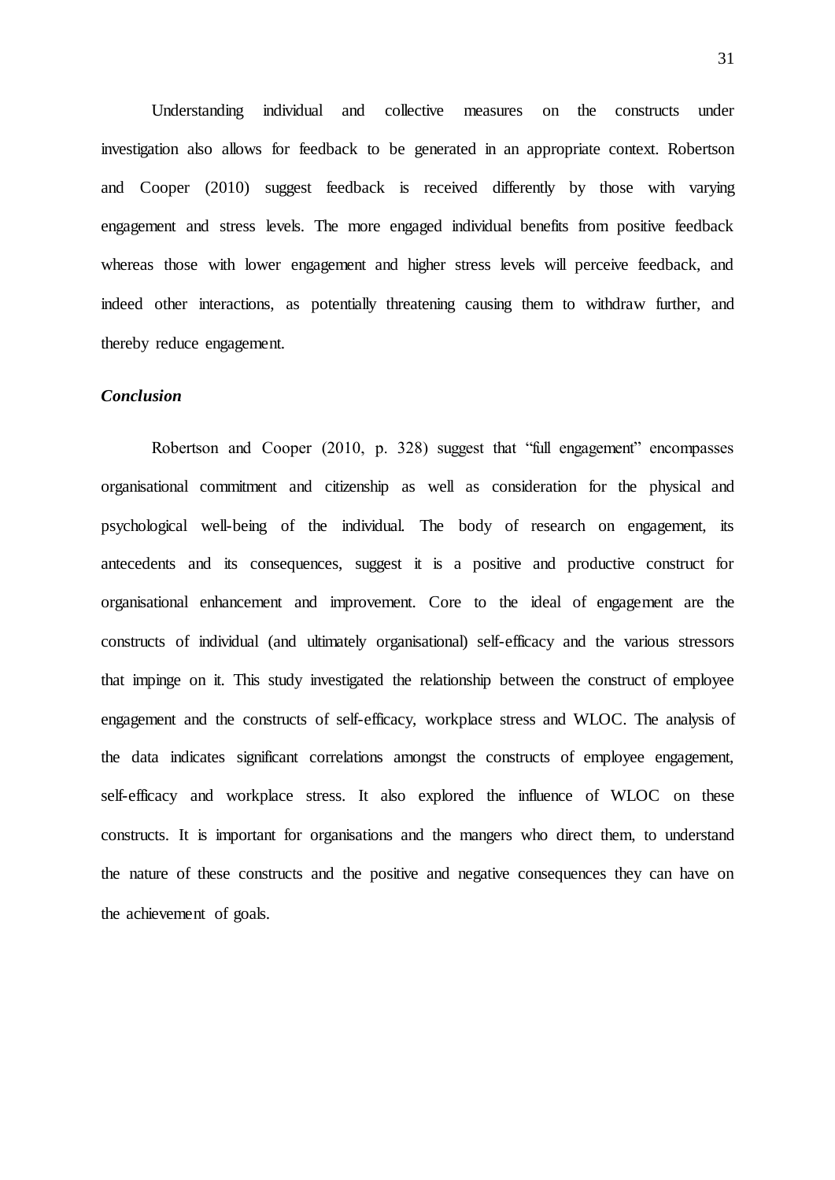Understanding individual and collective measures on the constructs under investigation also allows for feedback to be generated in an appropriate context. Robertson and Cooper (2010) suggest feedback is received differently by those with varying engagement and stress levels. The more engaged individual benefits from positive feedback whereas those with lower engagement and higher stress levels will perceive feedback, and indeed other interactions, as potentially threatening causing them to withdraw further, and thereby reduce engagement.

### *Conclusion*

Robertson and Cooper (2010, p. 328) suggest that "full engagement" encompasses organisational commitment and citizenship as well as consideration for the physical and psychological well-being of the individual. The body of research on engagement, its antecedents and its consequences, suggest it is a positive and productive construct for organisational enhancement and improvement. Core to the ideal of engagement are the constructs of individual (and ultimately organisational) self-efficacy and the various stressors that impinge on it. This study investigated the relationship between the construct of employee engagement and the constructs of self-efficacy, workplace stress and WLOC. The analysis of the data indicates significant correlations amongst the constructs of employee engagement, self-efficacy and workplace stress. It also explored the influence of WLOC on these constructs. It is important for organisations and the mangers who direct them, to understand the nature of these constructs and the positive and negative consequences they can have on the achievement of goals.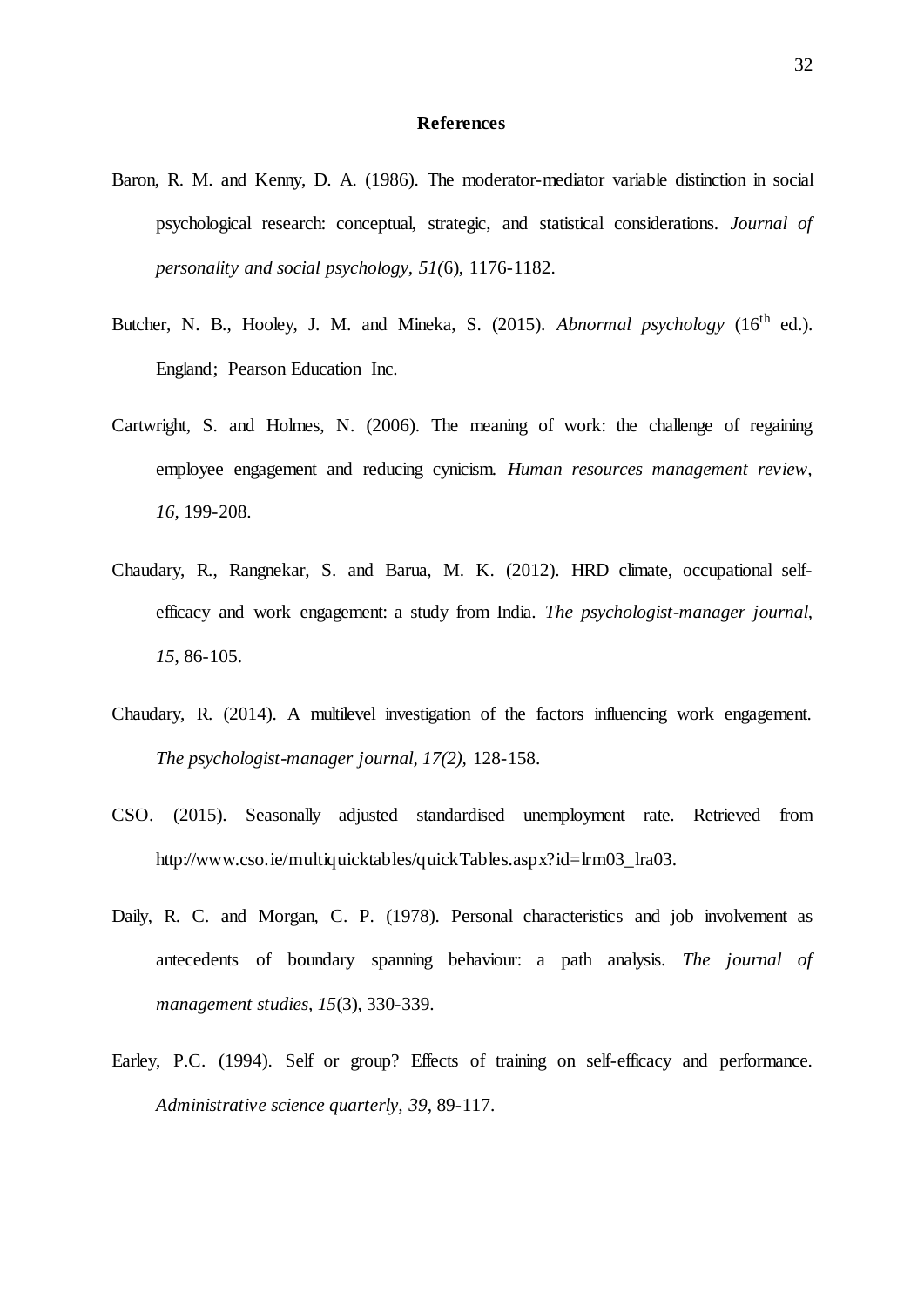## References

Baron, R. M. and Kenny, D. A. (1986). The moderator-mediator variable distinction in social psychological research: conceptual, strategic, and statistical considerations. *Journal of personality and social psychology, 51(*6), 1176-1182.

Butcher, N. B., Hooley, J. M. and Mineka, S. (2015). *Abnormal psychology* (16th ed.). England; Pearson Education Inc.

Cartwright, S. and Holmes, N. (2006). The meaning of work: the challenge of regaining employee engagement and reducing cynicism. *Human resources management review, 16,* 199-208.

Chaudary, R., Rangnekar, S. and Barua, M. K. (2012). HRD climate, occupational self-efficacy and work engagement: a study from India. *The psychologist-manager journal, 15*, 86-105.

Chaudary, R. (2014). A multilevel investigation of the factors influencing work engagement. *The psychologist-manager journal, 17(2),* 128-158.

CSO. (2015). Seasonally adjusted standardised unemployment rate. Retrieved from http://www.cso.ie/multiquicktables/quickTables.aspx?id=lrm03_lra03.

Daily, R. C. and Morgan, C. P. (1978). Personal characteristics and job involvement as antecedents of boundary spanning behaviour: a path analysis. *The journal of management studies, 15*(3), 330-339.

Earley, P.C. (1994). Self or group? Effects of training on self-efficacy and performance. *Administrative science quarterly, 39*, 89-117.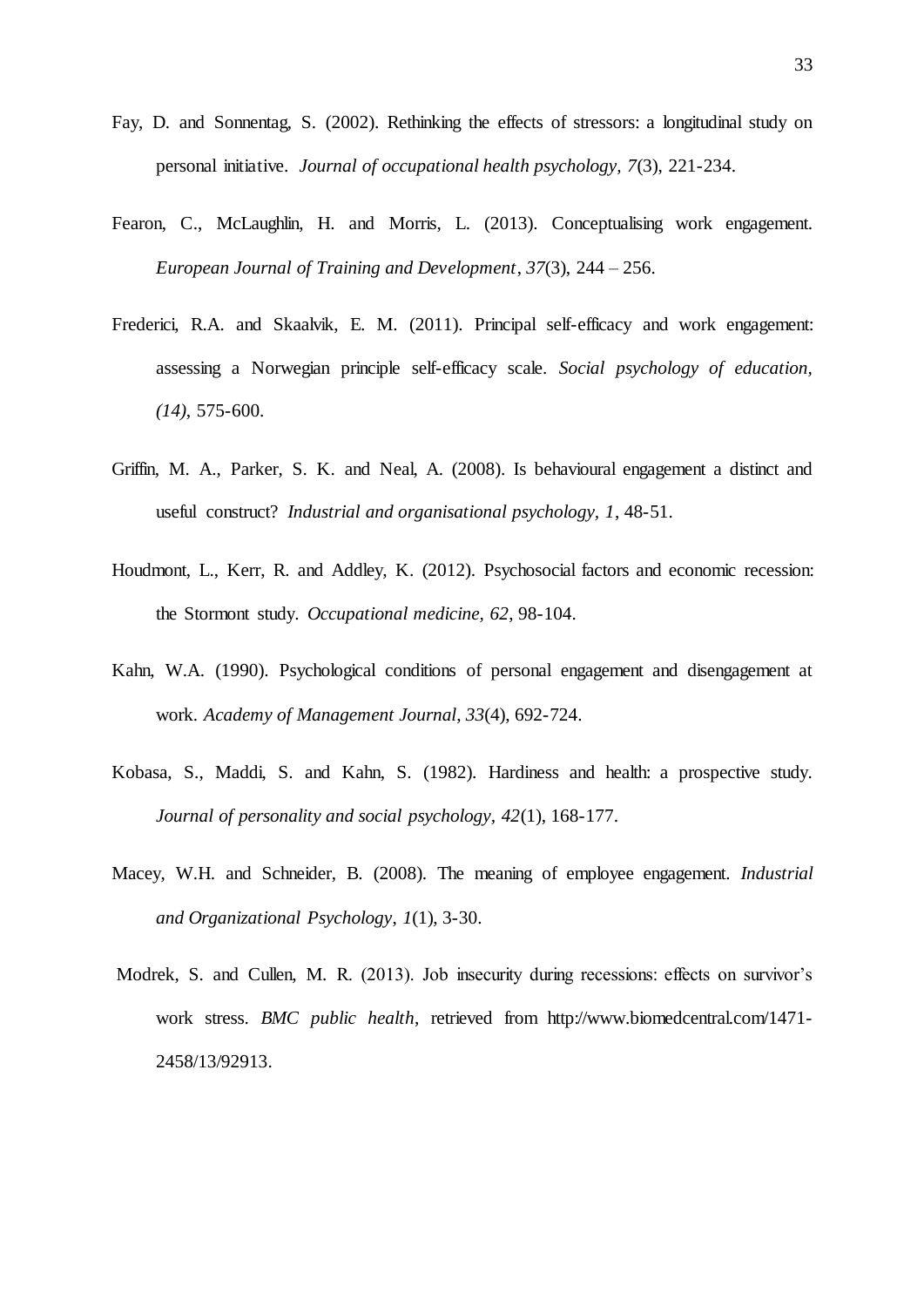Fay, D. and Sonnentag, S. (2002). Rethinking the effects of stressors: a longitudinal study on personal initiative. *Journal of occupational health psychology*, *7*(3), 221-234.

Fearon, C., McLaughlin, H. and Morris, L. (2013). Conceptualising work engagement. *European Journal of Training and Development*, *37*(3), 244 – 256.

Frederici, R.A. and Skaalvik, E. M. (2011). Principal self-efficacy and work engagement: assessing a Norwegian principle self-efficacy scale. *Social psychology of education*, *(14)*, 575-600.

Griffin, M. A., Parker, S. K. and Neal, A. (2008). Is behavioural engagement a distinct and useful construct? *Industrial and organisational psychology*, *1*, 48-51.

Houdmont, L., Kerr, R. and Addley, K. (2012). Psychosocial factors and economic recession: the Stormont study. *Occupational medicine*, *62*, 98-104.

Kahn, W.A. (1990). Psychological conditions of personal engagement and disengagement at work. *Academy of Management Journal*, *33*(4), 692-724.

Kobasa, S., Maddi, S. and Kahn, S. (1982). Hardiness and health: a prospective study. *Journal of personality and social psychology*, *42*(1), 168-177.

Macey, W.H. and Schneider, B. (2008). The meaning of employee engagement. *Industrial and Organizational Psychology*, *1*(1), 3-30.

Modrek, S. and Cullen, M. R. (2013). Job insecurity during recessions: effects on survivor's work stress. *BMC public health*, retrieved from http://www.biomedcentral.com/1471-2458/13/92913.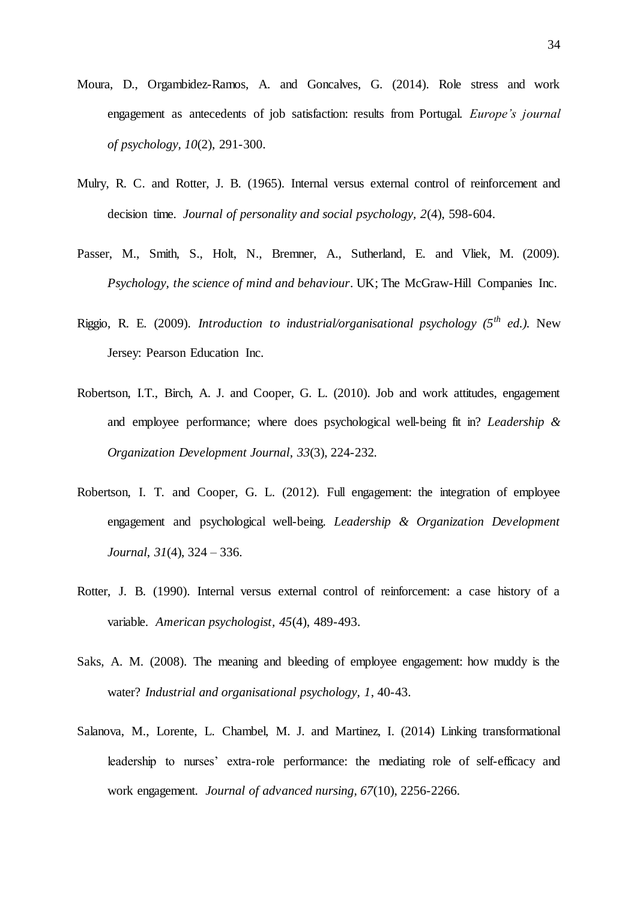Moura, D., Orgambidez-Ramos, A. and Goncalves, G. (2014). Role stress and work engagement as antecedents of job satisfaction: results from Portugal. *Europe's journal of psychology, 10*(2), 291-300.

Mulry, R. C. and Rotter, J. B. (1965). Internal versus external control of reinforcement and decision time. *Journal of personality and social psychology, 2*(4), 598-604.

Passer, M., Smith, S., Holt, N., Bremner, A., Sutherland, E. and Vliek, M. (2009). *Psychology, the science of mind and behaviour*. UK; The McGraw-Hill Companies Inc.

Riggio, R. E. (2009). *Introduction to industrial/organisational psychology (5th ed.).* New Jersey: Pearson Education Inc.

Robertson, I.T., Birch, A. J. and Cooper, G. L. (2010). Job and work attitudes, engagement and employee performance; where does psychological well-being fit in? *Leadership & Organization Development Journal*, *33*(3), 224-232.

Robertson, I. T. and Cooper, G. L. (2012). Full engagement: the integration of employee engagement and psychological well-being. *Leadership & Organization Development Journal*, *31*(4), 324 – 336.

Rotter, J. B. (1990). Internal versus external control of reinforcement: a case history of a variable. *American psychologist, 45*(4), 489-493.

Saks, A. M. (2008). The meaning and bleeding of employee engagement: how muddy is the water? *Industrial and organisational psychology*, *1*, 40-43.

Salanova, M., Lorente, L. Chambel, M. J. and Martinez, I. (2014) Linking transformational leadership to nurses' extra-role performance: the mediating role of self-efficacy and work engagement. *Journal of advanced nursing*, *67*(10), 2256-2266.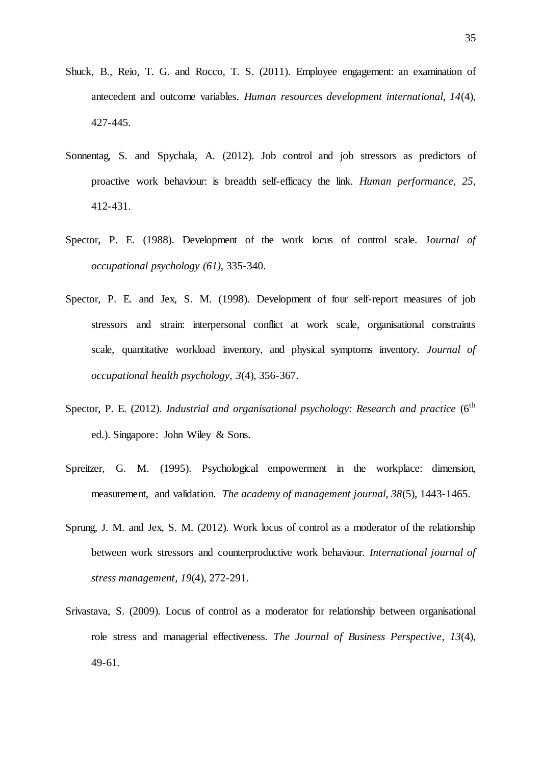Shuck, B., Reio, T. G. and Rocco, T. S. (2011). Employee engagement: an examination of antecedent and outcome variables. *Human resources development international, 14*(4), 427-445.

Sonnentag, S. and Spychala, A. (2012). Job control and job stressors as predictors of proactive work behaviour: is breadth self-efficacy the link. *Human performance, 25*, 412-431.

Spector, P. E. (1988). Development of the work locus of control scale. J*ournal of occupational psychology (61)*, 335-340.

Spector, P. E. and Jex, S. M. (1998). Development of four self-report measures of job stressors and strain: interpersonal conflict at work scale, organisational constraints scale, quantitative workload inventory, and physical symptoms inventory. *Journal of occupational health psychology, 3*(4), 356-367.

Spector, P. E. (2012). *Industrial and organisational psychology: Research and practice* (6th ed.). Singapore: John Wiley & Sons.

Spreitzer, G. M. (1995). Psychological empowerment in the workplace: dimension, measurement, and validation. *The academy of management journal, 38*(5), 1443-1465.

Sprung, J. M. and Jex, S. M. (2012). Work locus of control as a moderator of the relationship between work stressors and counterproductive work behaviour. *International journal of stress management, 19*(4), 272-291.

Srivastava, S. (2009). Locus of control as a moderator for relationship between organisational role stress and managerial effectiveness. *The Journal of Business Perspective*, *13*(4), 49-61.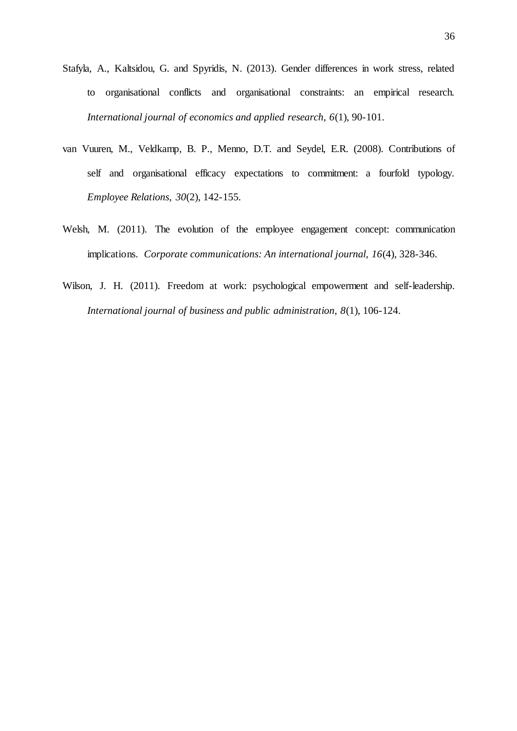Stafyla, A., Kaltsidou, G. and Spyridis, N. (2013). Gender differences in work stress, related to organisational conflicts and organisational constraints: an empirical research. *International journal of economics and applied research, 6*(1), 90-101.

van Vuuren, M., Veldkamp, B. P., Menno, D.T. and Seydel, E.R. (2008). Contributions of self and organisational efficacy expectations to commitment: a fourfold typology. *Employee Relations, 30*(2), 142-155.

Welsh, M. (2011). The evolution of the employee engagement concept: communication implications. *Corporate communications: An international journal, 16*(4), 328-346.

Wilson, J. H. (2011). Freedom at work: psychological empowerment and self-leadership. *International journal of business and public administration, 8*(1), 106-124.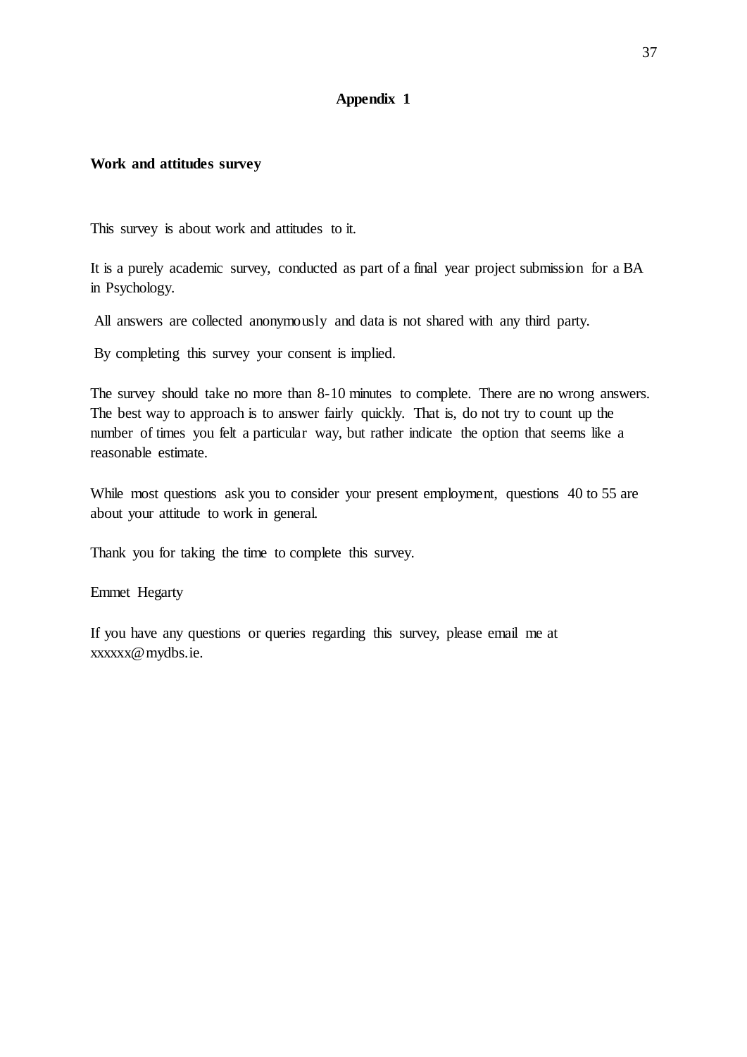# Appendix 1

**Work and attitudes survey**

This survey is about work and attitudes to it.

It is a purely academic survey, conducted as part of a final year project submission for a BA in Psychology.

All answers are collected anonymously and data is not shared with any third party.

By completing this survey your consent is implied.

The survey should take no more than 8-10 minutes to complete. There are no wrong answers. The best way to approach is to answer fairly quickly. That is, do not try to count up the number of times you felt a particular way, but rather indicate the option that seems like a reasonable estimate.

While most questions ask you to consider your present employment, questions 40 to 55 are about your attitude to work in general.

Thank you for taking the time to complete this survey.

Emmet Hegarty

If you have any questions or queries regarding this survey, please email me at xxxxxx@mydbs.ie.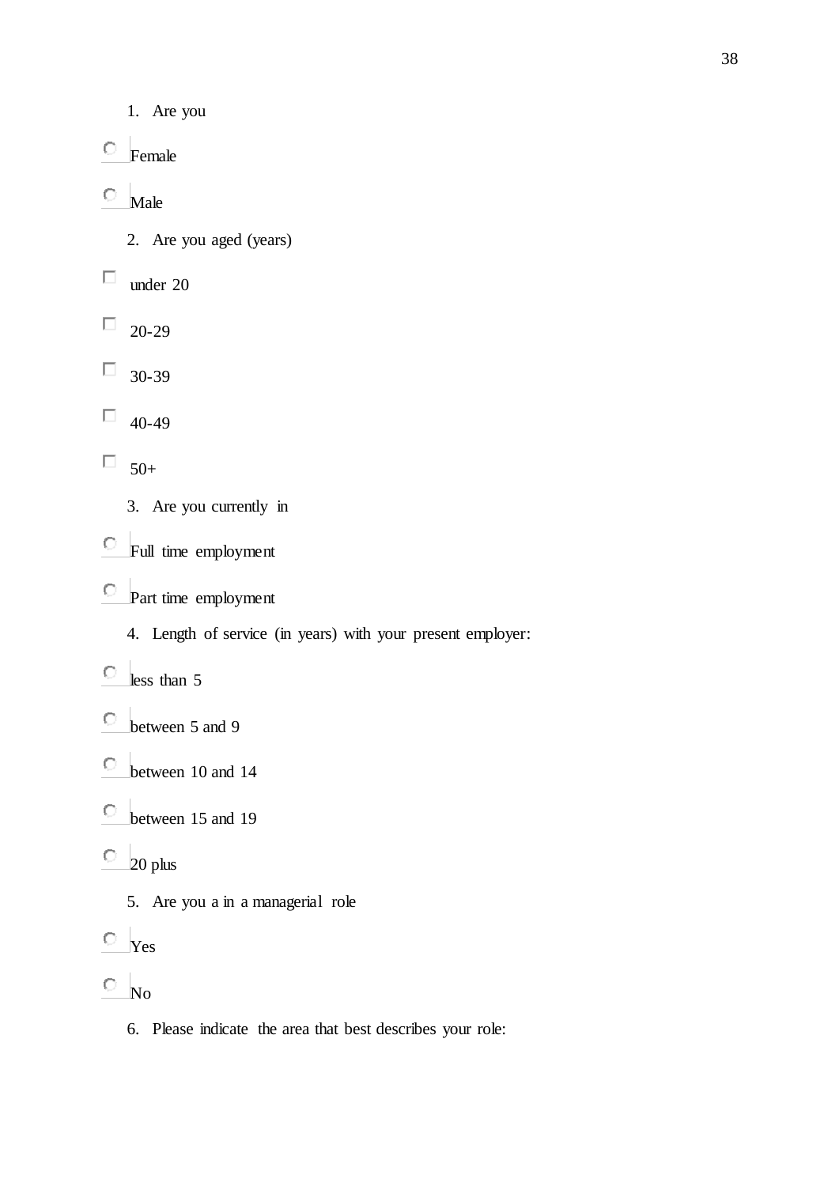1. Are you

- ○ Female
- ○ Male

2. Are you aged (years)

- ☐ under 20
- ☐ 20-29
- ☐ 30-39
- ☐ 40-49
- ☐ 50+

3. Are you currently in

- ○ Full time employment
- ○ Part time employment

4. Length of service (in years) with your present employer:

- ○ less than 5
- ○ between 5 and 9
- ○ between 10 and 14
- ○ between 15 and 19
- ○ 20 plus

5. Are you a in a managerial role

- ○ Yes
- ○ No

6. Please indicate the area that best describes your role: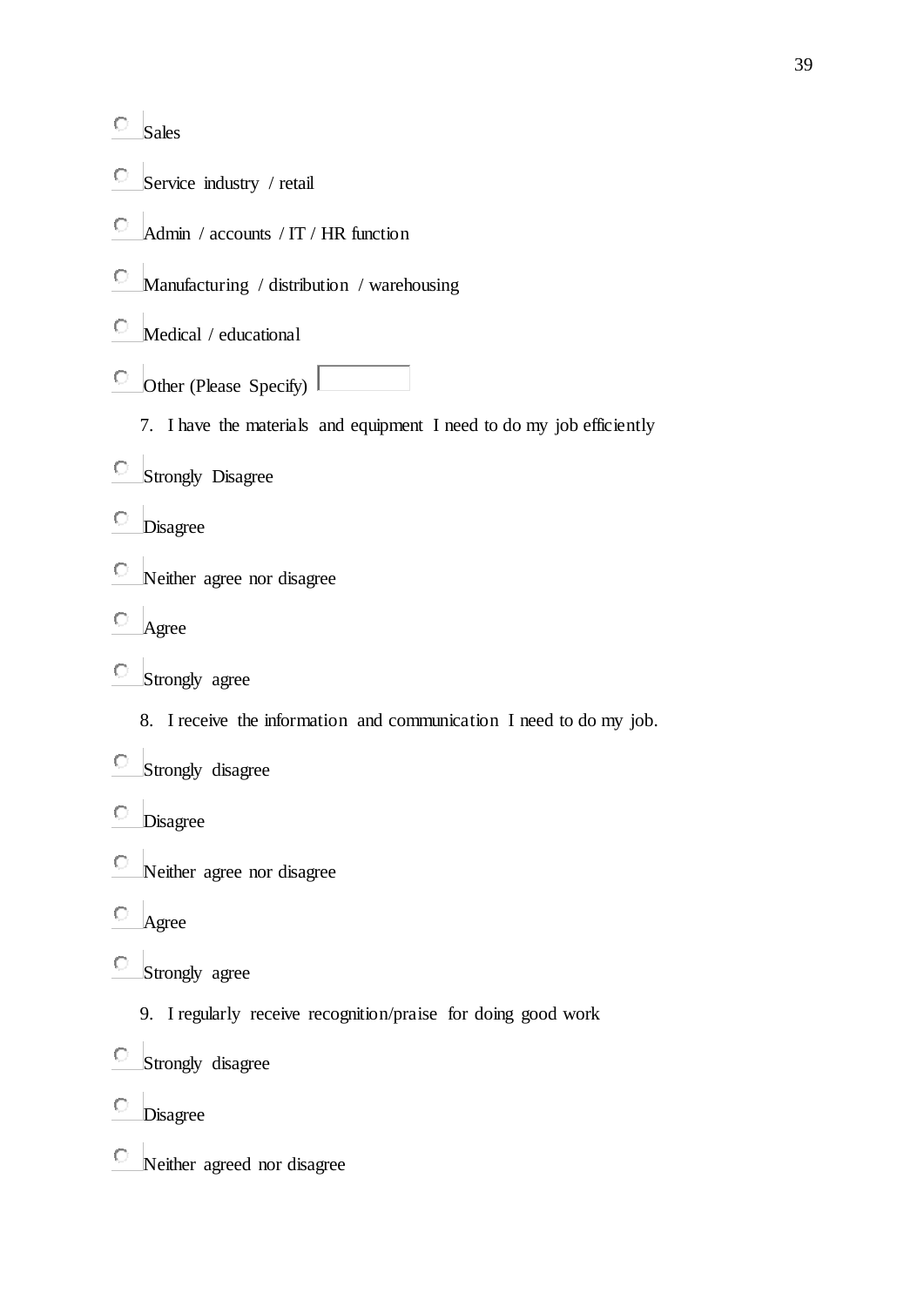- ○ Sales
- ○ Service industry / retail
- ○ Admin / accounts / IT / HR function
- ○ Manufacturing / distribution / warehousing
- ○ Medical / educational
- ○ Other (Please Specify) [ ]

7. I have the materials and equipment I need to do my job efficiently

- ○ Strongly Disagree
- ○ Disagree
- ○ Neither agree nor disagree
- ○ Agree
- ○ Strongly agree

8. I receive the information and communication I need to do my job.

- ○ Strongly disagree
- ○ Disagree
- ○ Neither agree nor disagree
- ○ Agree
- ○ Strongly agree

9. I regularly receive recognition/praise for doing good work

- ○ Strongly disagree
- ○ Disagree
- ○ Neither agreed nor disagree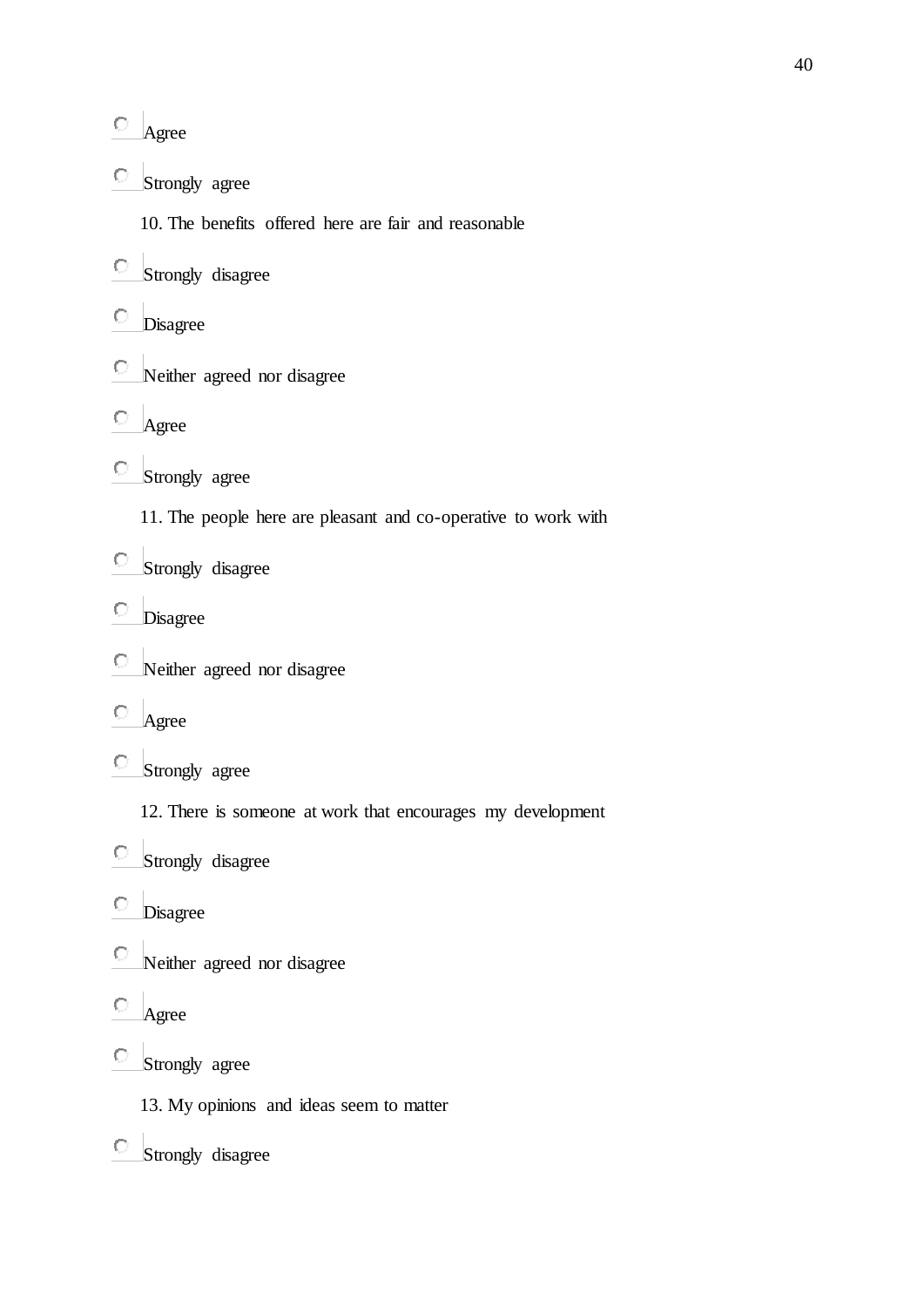- Agree
- Strongly agree

10. The benefits offered here are fair and reasonable

- Strongly disagree
- Disagree
- Neither agreed nor disagree
- Agree
- Strongly agree

11. The people here are pleasant and co-operative to work with

- Strongly disagree
- Disagree
- Neither agreed nor disagree
- Agree
- Strongly agree

12. There is someone at work that encourages my development

- Strongly disagree
- Disagree
- Neither agreed nor disagree
- Agree
- Strongly agree

13. My opinions and ideas seem to matter

- Strongly disagree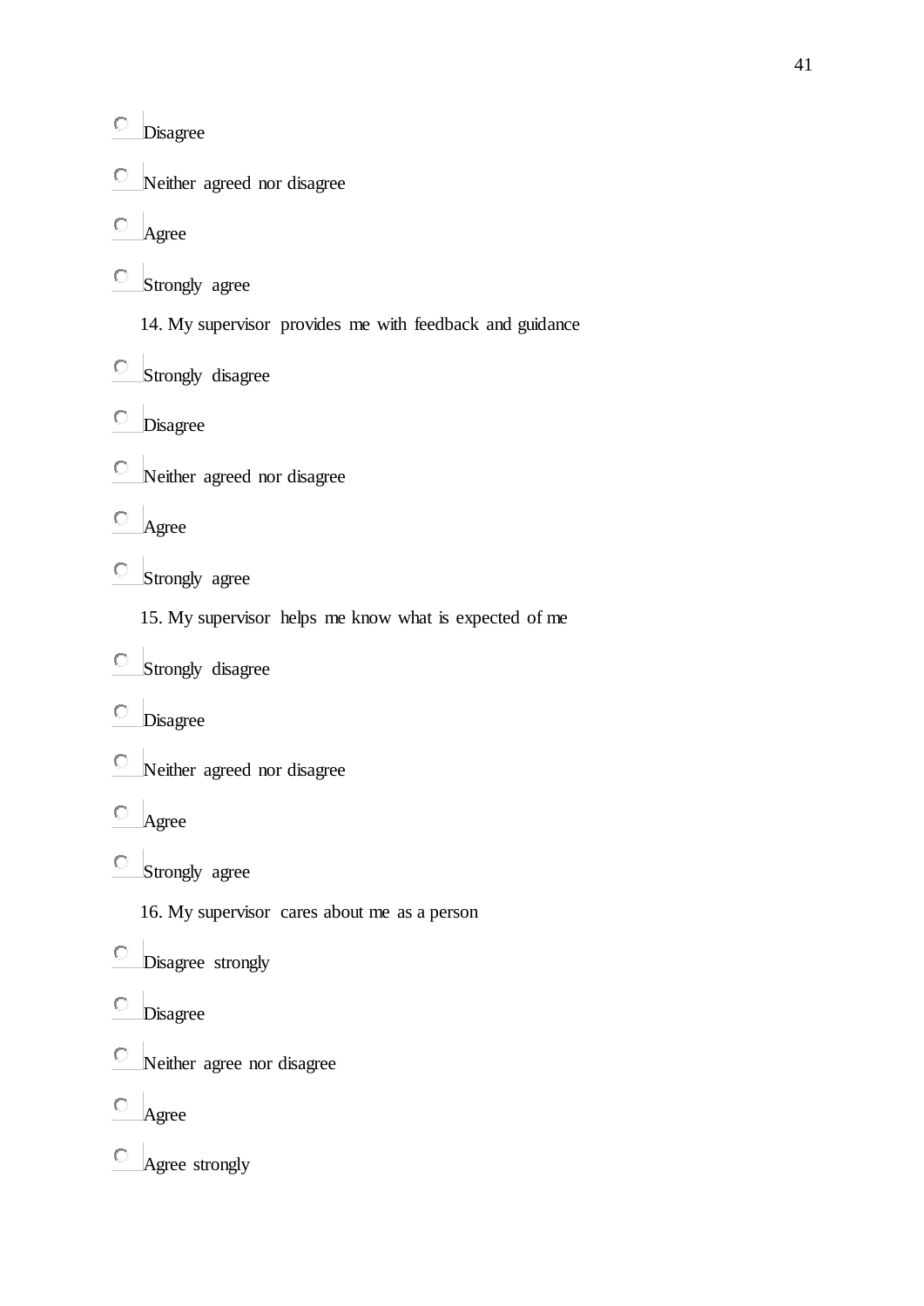- Disagree
- Neither agreed nor disagree
- Agree
- Strongly agree

14. My supervisor provides me with feedback and guidance

- Strongly disagree
- Disagree
- Neither agreed nor disagree
- Agree
- Strongly agree

15. My supervisor helps me know what is expected of me

- Strongly disagree
- Disagree
- Neither agreed nor disagree
- Agree
- Strongly agree

16. My supervisor cares about me as a person

- Disagree strongly
- Disagree
- Neither agree nor disagree
- Agree
- Agree strongly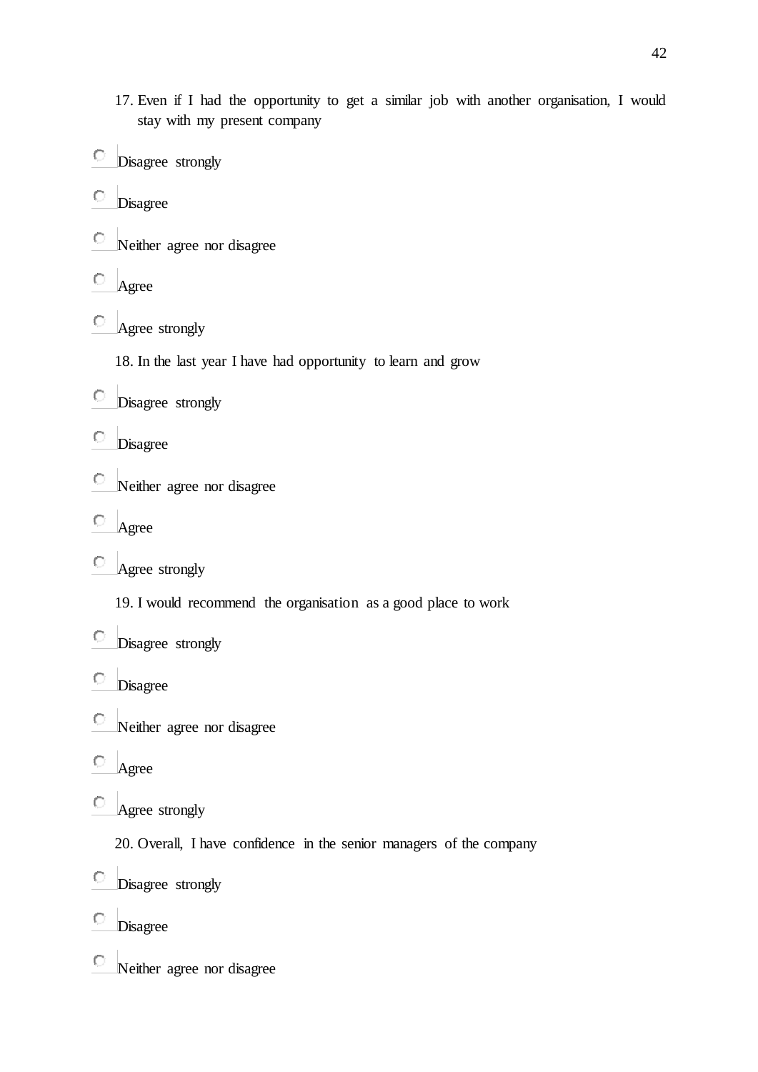17. Even if I had the opportunity to get a similar job with another organisation, I would stay with my present company

- Disagree strongly
- Disagree
- Neither agree nor disagree
- Agree
- Agree strongly

18. In the last year I have had opportunity to learn and grow

- Disagree strongly
- Disagree
- Neither agree nor disagree
- Agree
- Agree strongly

19. I would recommend the organisation as a good place to work

- Disagree strongly
- Disagree
- Neither agree nor disagree
- Agree
- Agree strongly

20. Overall, I have confidence in the senior managers of the company

- Disagree strongly
- Disagree
- Neither agree nor disagree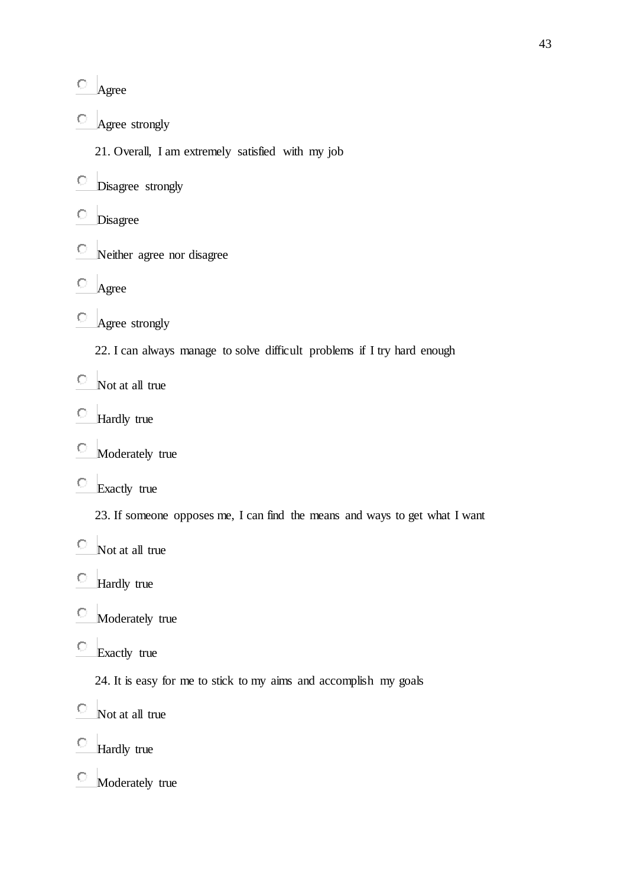- Agree
- Agree strongly

21. Overall, I am extremely satisfied with my job

- Disagree strongly
- Disagree
- Neither agree nor disagree
- Agree
- Agree strongly

22. I can always manage to solve difficult problems if I try hard enough

- Not at all true
- Hardly true
- Moderately true
- Exactly true

23. If someone opposes me, I can find the means and ways to get what I want

- Not at all true
- Hardly true
- Moderately true
- Exactly true

24. It is easy for me to stick to my aims and accomplish my goals

- Not at all true
- Hardly true
- Moderately true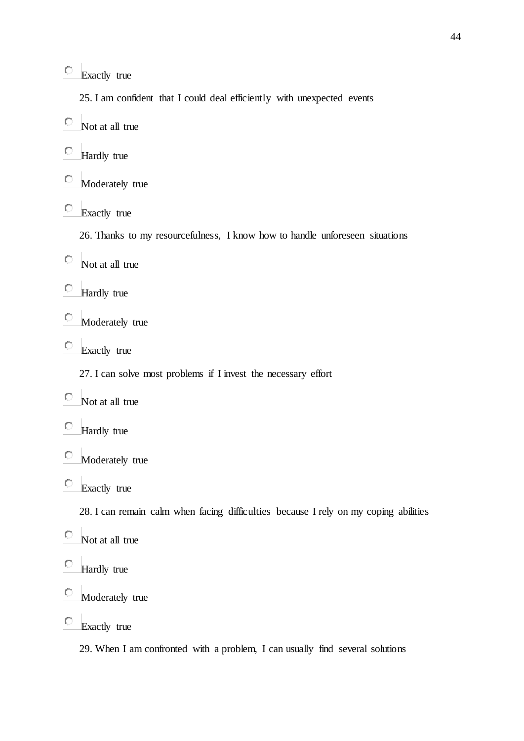- Exactly true

25. I am confident that I could deal efficiently with unexpected events

- Not at all true
- Hardly true
- Moderately true
- Exactly true

26. Thanks to my resourcefulness, I know how to handle unforeseen situations

- Not at all true
- Hardly true
- Moderately true
- Exactly true

27. I can solve most problems if I invest the necessary effort

- Not at all true
- Hardly true
- Moderately true
- Exactly true

28. I can remain calm when facing difficulties because I rely on my coping abilities

- Not at all true
- Hardly true
- Moderately true
- Exactly true

29. When I am confronted with a problem, I can usually find several solutions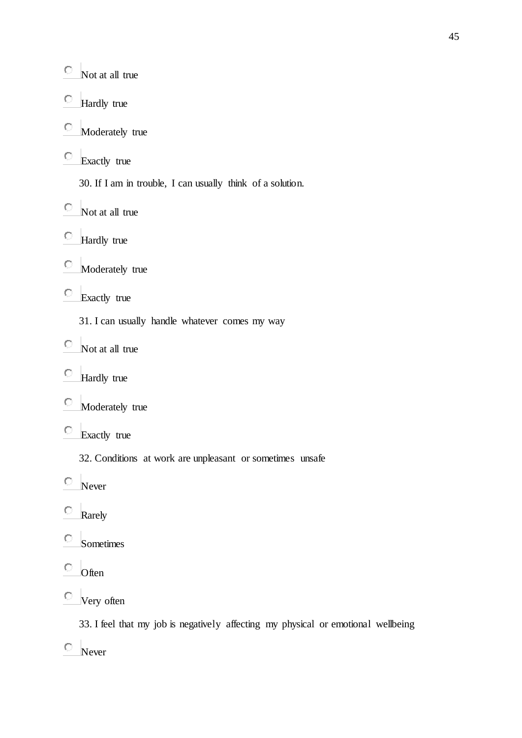- Not at all true
- Hardly true
- Moderately true
- Exactly true

30. If I am in trouble, I can usually think of a solution.

- Not at all true
- Hardly true
- Moderately true
- Exactly true

31. I can usually handle whatever comes my way

- Not at all true
- Hardly true
- Moderately true
- Exactly true

32. Conditions at work are unpleasant or sometimes unsafe

- Never
- Rarely
- Sometimes
- Often
- Very often

33. I feel that my job is negatively affecting my physical or emotional wellbeing

- Never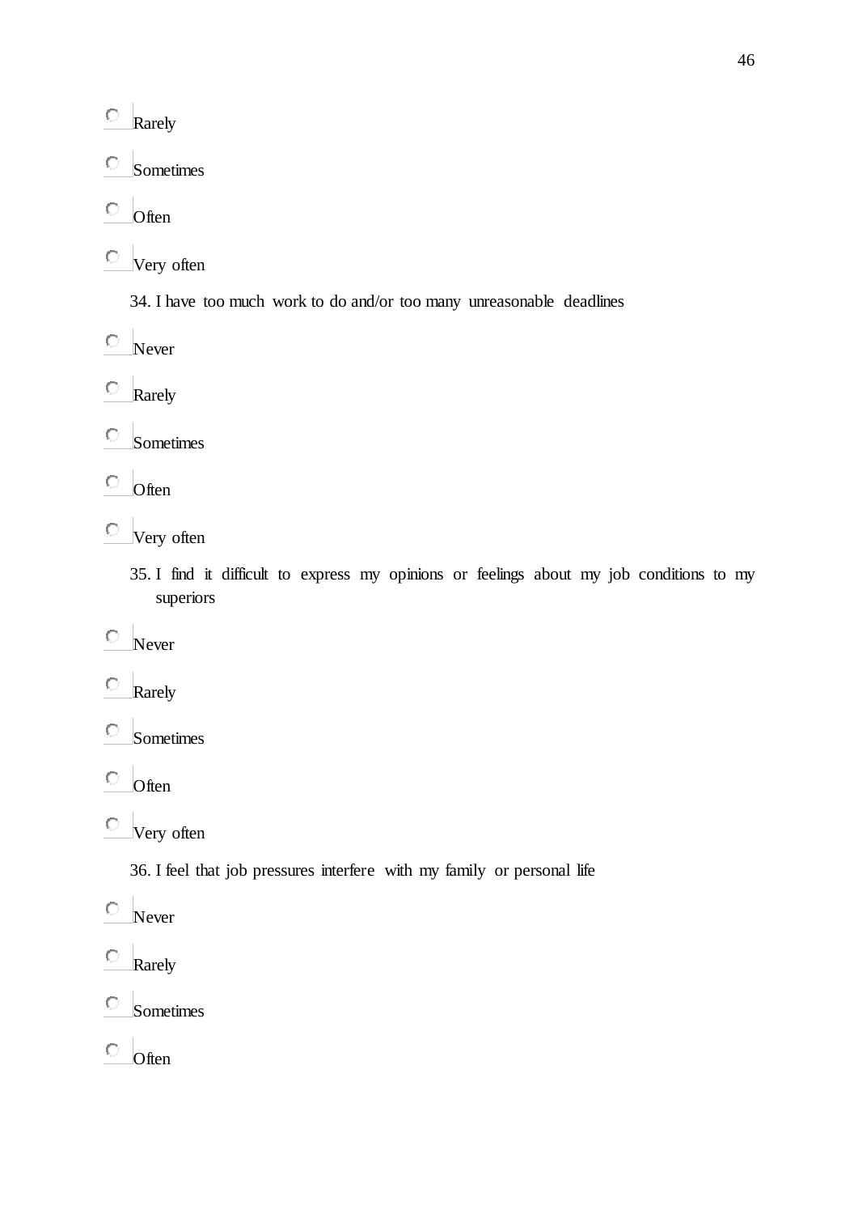- Rarely
- Sometimes
- Often
- Very often

34. I have too much work to do and/or too many unreasonable deadlines

- Never
- Rarely
- Sometimes
- Often
- Very often

35. I find it difficult to express my opinions or feelings about my job conditions to my superiors

- Never
- Rarely
- Sometimes
- Often
- Very often

36. I feel that job pressures interfere with my family or personal life

- Never
- Rarely
- Sometimes
- Often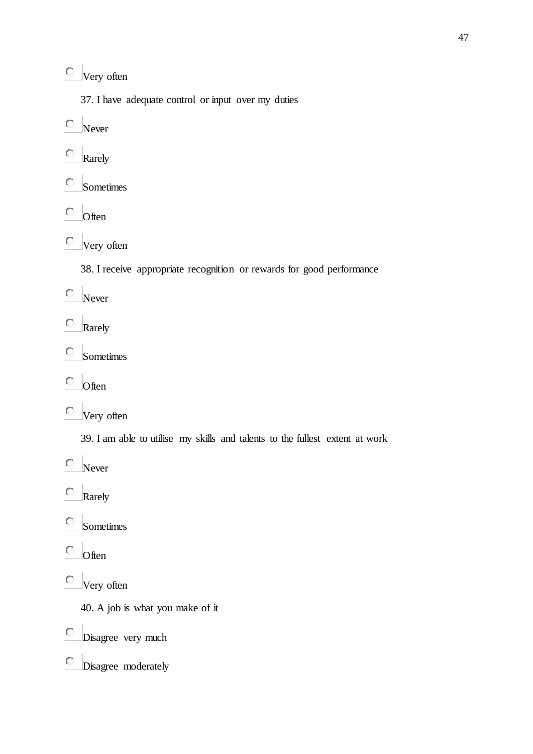- Very often

37. I have adequate control or input over my duties

- Never
- Rarely
- Sometimes
- Often
- Very often

38. I receive appropriate recognition or rewards for good performance

- Never
- Rarely
- Sometimes
- Often
- Very often

39. I am able to utilise my skills and talents to the fullest extent at work

- Never
- Rarely
- Sometimes
- Often
- Very often

40. A job is what you make of it

- Disagree very much
- Disagree moderately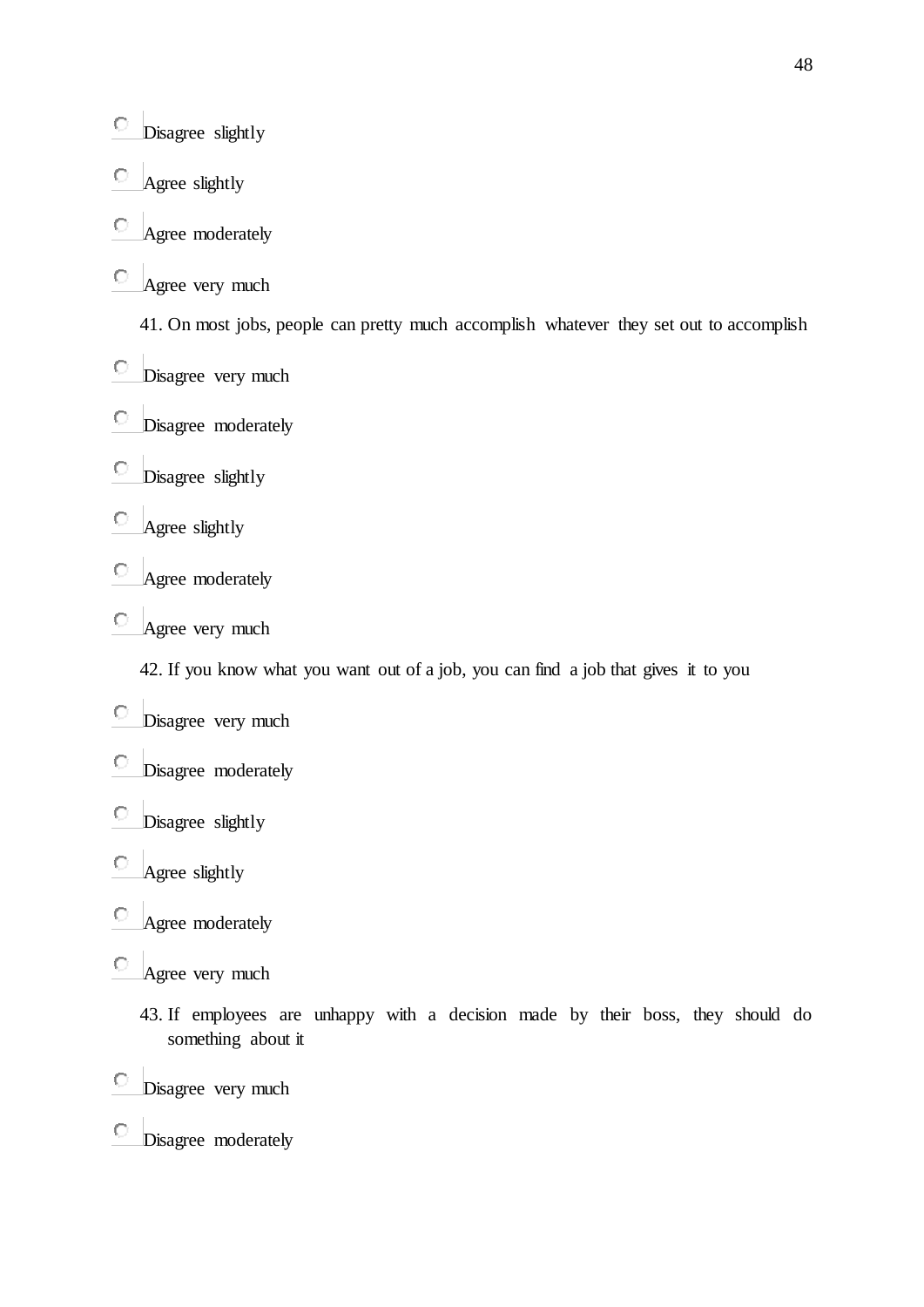- ○ Disagree slightly
- ○ Agree slightly
- ○ Agree moderately
- ○ Agree very much

41. On most jobs, people can pretty much accomplish whatever they set out to accomplish

- ○ Disagree very much
- ○ Disagree moderately
- ○ Disagree slightly
- ○ Agree slightly
- ○ Agree moderately
- ○ Agree very much

42. If you know what you want out of a job, you can find a job that gives it to you

- ○ Disagree very much
- ○ Disagree moderately
- ○ Disagree slightly
- ○ Agree slightly
- ○ Agree moderately
- ○ Agree very much

43. If employees are unhappy with a decision made by their boss, they should do something about it

- ○ Disagree very much
- ○ Disagree moderately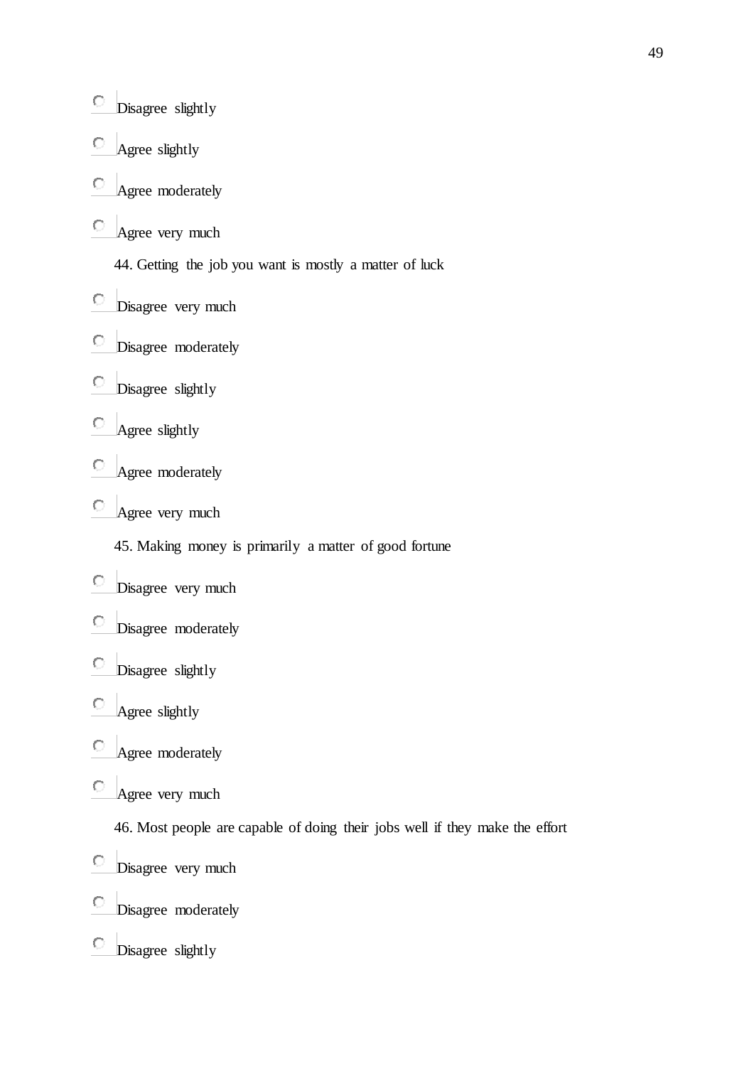- Disagree slightly
- Agree slightly
- Agree moderately
- Agree very much

44. Getting the job you want is mostly a matter of luck

- Disagree very much
- Disagree moderately
- Disagree slightly
- Agree slightly
- Agree moderately
- Agree very much

45. Making money is primarily a matter of good fortune

- Disagree very much
- Disagree moderately
- Disagree slightly
- Agree slightly
- Agree moderately
- Agree very much

46. Most people are capable of doing their jobs well if they make the effort

- Disagree very much
- Disagree moderately
- Disagree slightly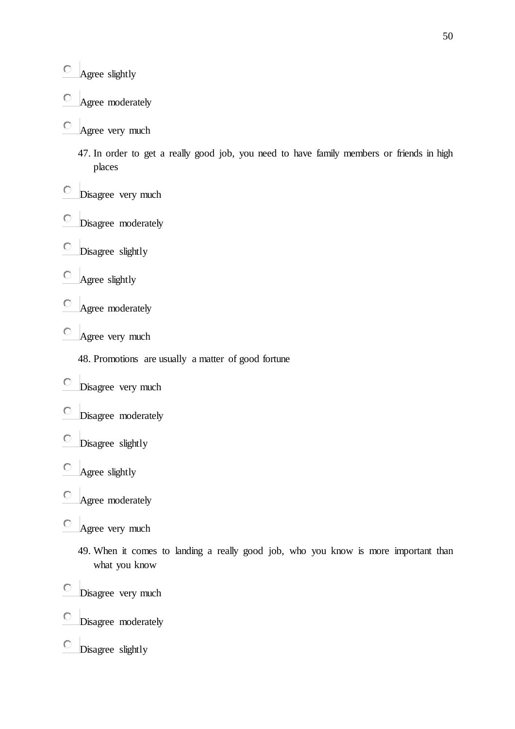- ○ Agree slightly
- ○ Agree moderately
- ○ Agree very much

47. In order to get a really good job, you need to have family members or friends in high places

- ○ Disagree very much
- ○ Disagree moderately
- ○ Disagree slightly
- ○ Agree slightly
- ○ Agree moderately
- ○ Agree very much

48. Promotions are usually a matter of good fortune

- ○ Disagree very much
- ○ Disagree moderately
- ○ Disagree slightly
- ○ Agree slightly
- ○ Agree moderately
- ○ Agree very much

49. When it comes to landing a really good job, who you know is more important than what you know

- ○ Disagree very much
- ○ Disagree moderately
- ○ Disagree slightly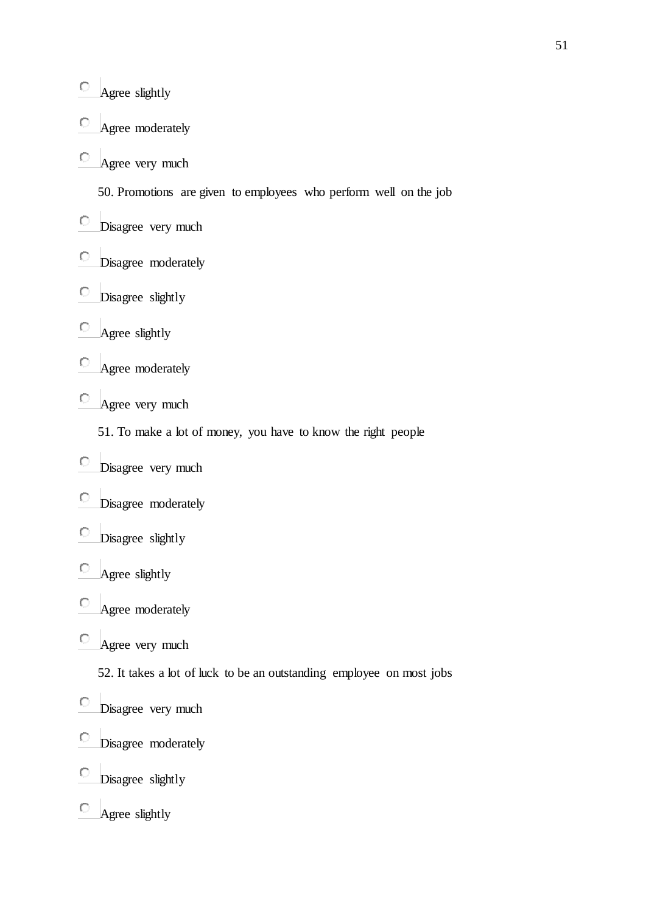- Agree slightly
- Agree moderately
- Agree very much

50. Promotions are given to employees who perform well on the job

- Disagree very much
- Disagree moderately
- Disagree slightly
- Agree slightly
- Agree moderately
- Agree very much

51. To make a lot of money, you have to know the right people

- Disagree very much
- Disagree moderately
- Disagree slightly
- Agree slightly
- Agree moderately
- Agree very much

52. It takes a lot of luck to be an outstanding employee on most jobs

- Disagree very much
- Disagree moderately
- Disagree slightly
- Agree slightly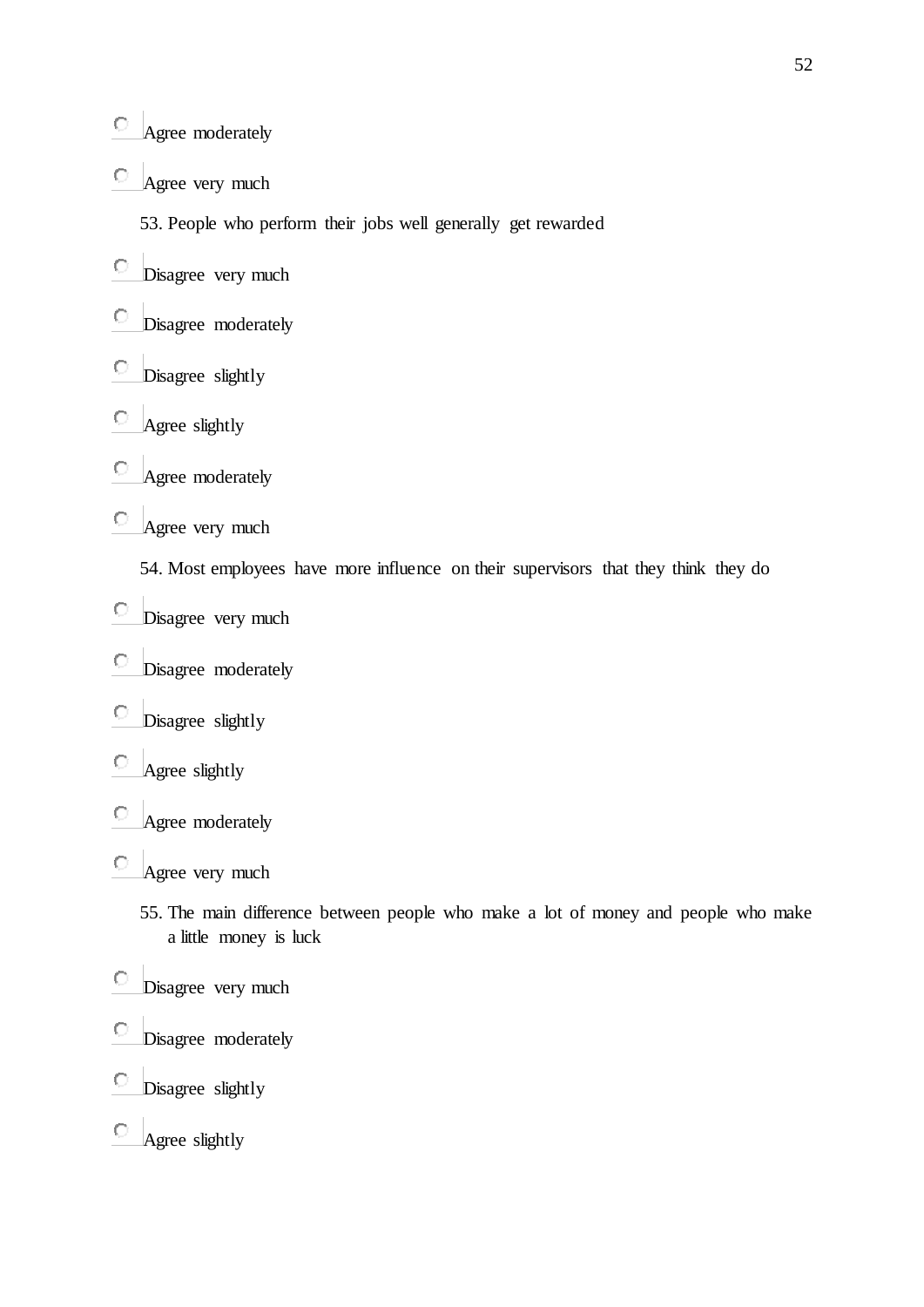- Agree moderately
- Agree very much

53. People who perform their jobs well generally get rewarded

- Disagree very much
- Disagree moderately
- Disagree slightly
- Agree slightly
- Agree moderately
- Agree very much

54. Most employees have more influence on their supervisors that they think they do

- Disagree very much
- Disagree moderately
- Disagree slightly
- Agree slightly
- Agree moderately
- Agree very much

55. The main difference between people who make a lot of money and people who make a little money is luck

- Disagree very much
- Disagree moderately
- Disagree slightly
- Agree slightly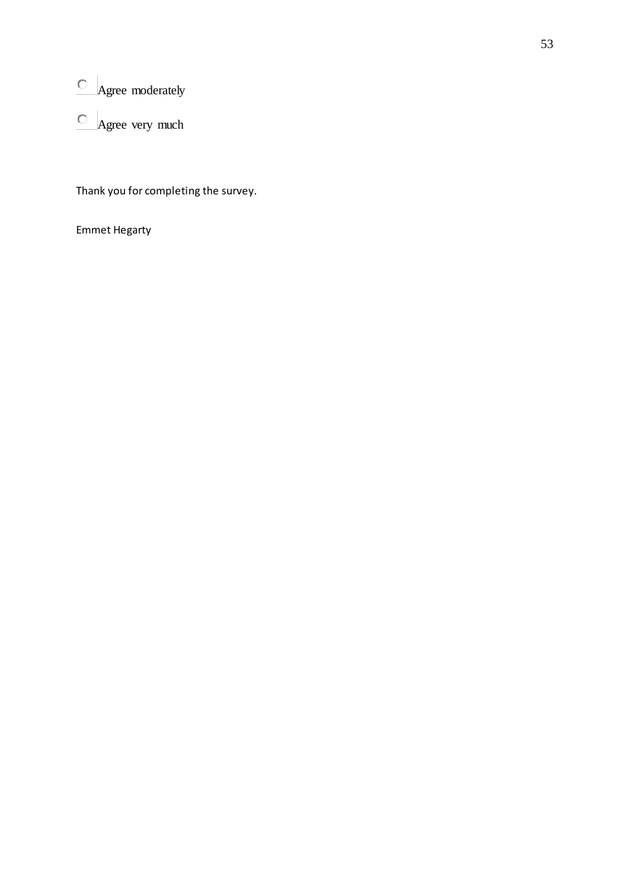- Agree moderately
- Agree very much

Thank you for completing the survey.

Emmet Hegarty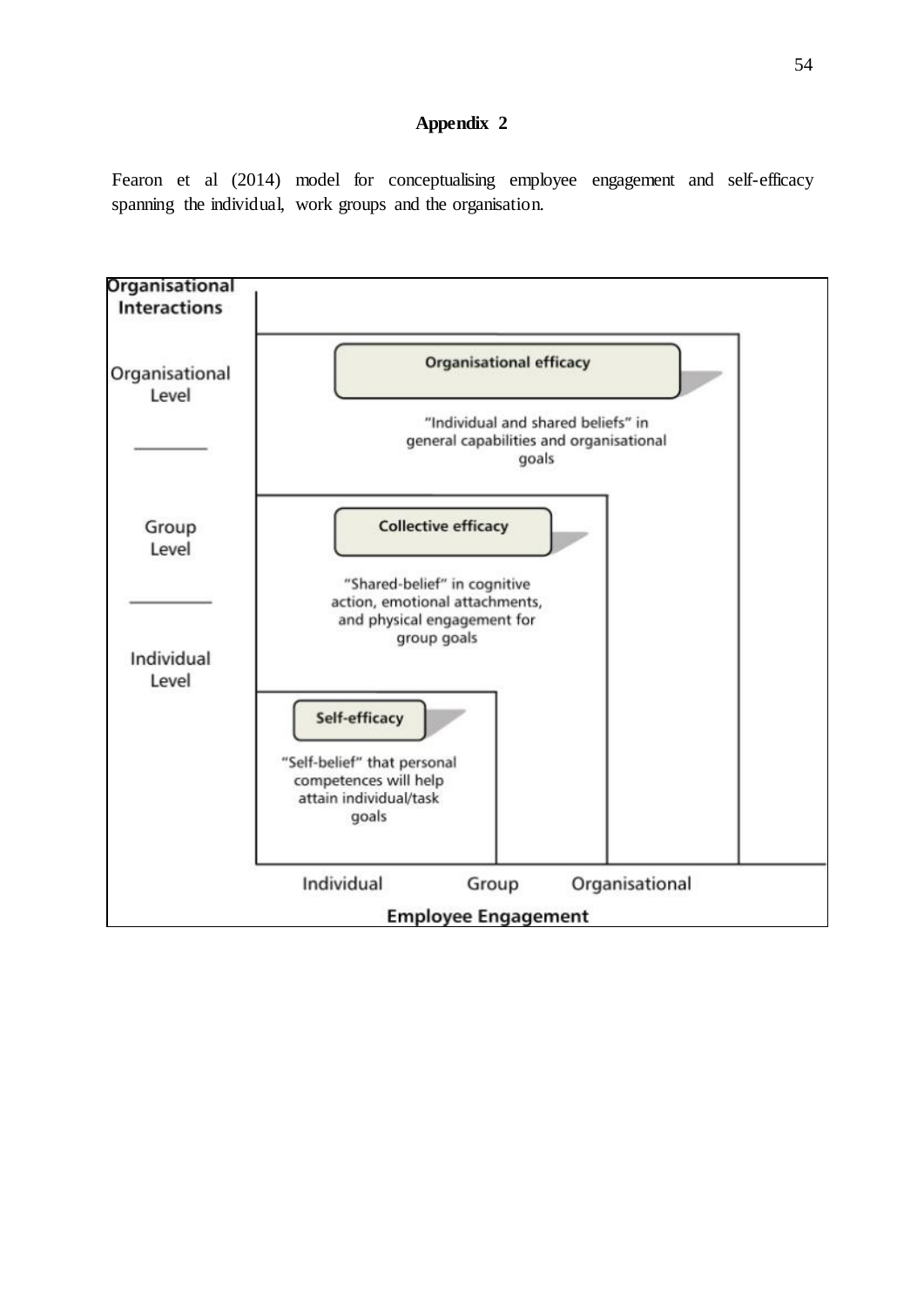**Appendix 2**

Fearon et al (2014) model for conceptualising employee engagement and self-efficacy spanning the individual, work groups and the organisation.

Organisational Interactions

Organisational Level

Group Level

Individual Level

Organisational efficacy

"Individual and shared beliefs" in general capabilities and organisational goals

Collective efficacy

"Shared-belief" in cognitive action, emotional attachments, and physical engagement for group goals

Self-efficacy

"Self-belief" that personal competences will help attain individual/task goals

Individual Group Organisational

Employee Engagement